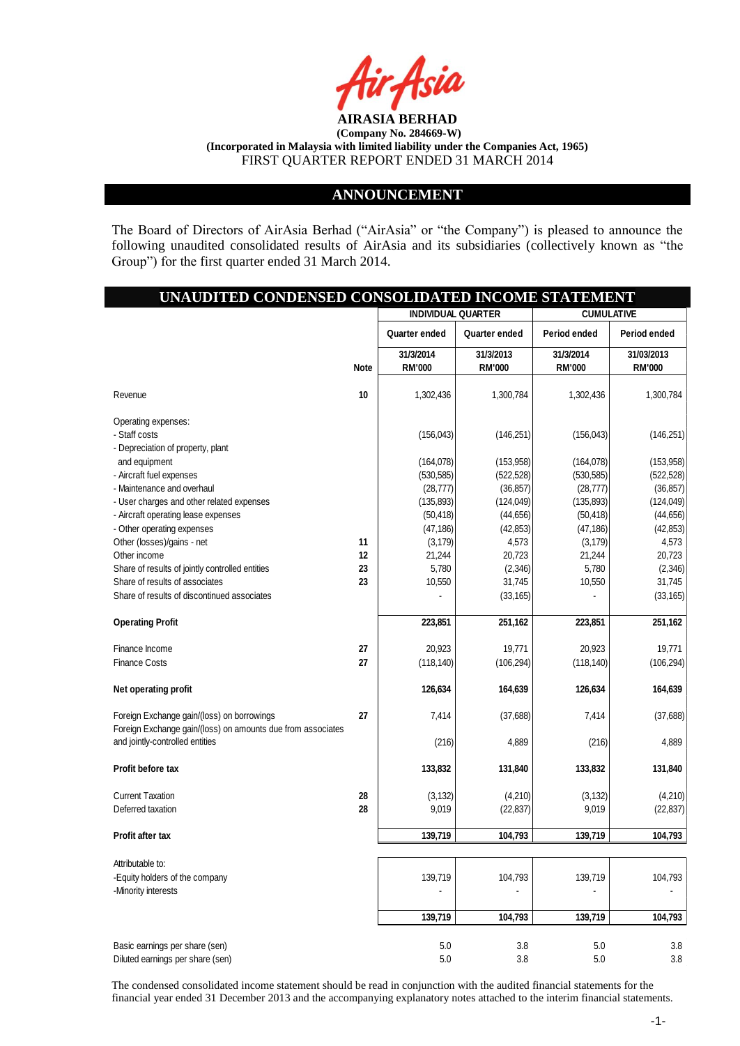**AIRASIA BERHAD**

**(Company No. 284669-W)**

**(Incorporated in Malaysia with limited liability under the Companies Act, 1965)**

FIRST QUARTER REPORT ENDED 31 MARCH 2014

## ANNOUNCEMENT

The Board of Directors of AirAsia Berhad ("AirAsia" or "the Company") is pleased to announce the following unaudited consolidated results of AirAsia and its subsidiaries (collectively known as "the Group") for the first quarter ended 31 March 2014.

## UNAUDITED CONDENSED CONSOLIDATED INCOME STATEMENT

| | | INDIVIDUAL QUARTER | | CUMULATIVE | |
|---|---|---|---|---|---|
| | | Quarter ended | Quarter ended | Period ended | Period ended |
| | Note | 31/3/2014 RM'000 | 31/3/2013 RM'000 | 31/3/2014 RM'000 | 31/03/2013 RM'000 |
| Revenue | 10 | 1,302,436 | 1,300,784 | 1,302,436 | 1,300,784 |
| Operating expenses: | | | | | |
| - Staff costs | | (156,043) | (146,251) | (156,043) | (146,251) |
| - Depreciation of property, plant and equipment | | (164,078) | (153,958) | (164,078) | (153,958) |
| - Aircraft fuel expenses | | (530,585) | (522,528) | (530,585) | (522,528) |
| - Maintenance and overhaul | | (28,777) | (36,857) | (28,777) | (36,857) |
| - User charges and other related expenses | | (135,893) | (124,049) | (135,893) | (124,049) |
| - Aircraft operating lease expenses | | (50,418) | (44,656) | (50,418) | (44,656) |
| - Other operating expenses | | (47,186) | (42,853) | (47,186) | (42,853) |
| Other (losses)/gains - net | 11 | (3,179) | 4,573 | (3,179) | 4,573 |
| Other income | 12 | 21,244 | 20,723 | 21,244 | 20,723 |
| Share of results of jointly controlled entities | 23 | 5,780 | (2,346) | 5,780 | (2,346) |
| Share of results of associates | 23 | 10,550 | 31,745 | 10,550 | 31,745 |
| Share of results of discontinued associates | | - | (33,165) | - | (33,165) |
| **Operating Profit** | | **223,851** | **251,162** | **223,851** | **251,162** |
| Finance Income | 27 | 20,923 | 19,771 | 20,923 | 19,771 |
| Finance Costs | 27 | (118,140) | (106,294) | (118,140) | (106,294) |
| **Net operating profit** | | **126,634** | **164,639** | **126,634** | **164,639** |
| Foreign Exchange gain/(loss) on borrowings | 27 | 7,414 | (37,688) | 7,414 | (37,688) |
| Foreign Exchange gain/(loss) on amounts due from associates and jointly-controlled entities | | (216) | 4,889 | (216) | 4,889 |
| **Profit before tax** | | **133,832** | **131,840** | **133,832** | **131,840** |
| Current Taxation | 28 | (3,132) | (4,210) | (3,132) | (4,210) |
| Deferred taxation | 28 | 9,019 | (22,837) | 9,019 | (22,837) |
| **Profit after tax** | | **139,719** | **104,793** | **139,719** | **104,793** |
| Attributable to: | | | | | |
| -Equity holders of the company | | 139,719 | 104,793 | 139,719 | 104,793 |
| -Minority interests | | - | - | - | - |
| | | **139,719** | **104,793** | **139,719** | **104,793** |
| Basic earnings per share (sen) | | 5.0 | 3.8 | 5.0 | 3.8 |
| Diluted earnings per share (sen) | | 5.0 | 3.8 | 5.0 | 3.8 |

The condensed consolidated income statement should be read in conjunction with the audited financial statements for the financial year ended 31 December 2013 and the accompanying explanatory notes attached to the interim financial statements.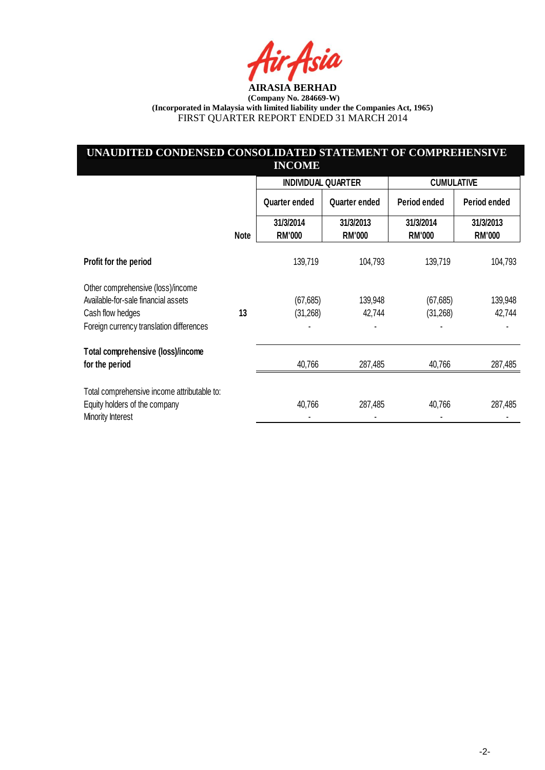**AIRASIA BERHAD**

**(Company No. 284669-W)**

**(Incorporated in Malaysia with limited liability under the Companies Act, 1965)**

FIRST QUARTER REPORT ENDED 31 MARCH 2014

## UNAUDITED CONDENSED CONSOLIDATED STATEMENT OF COMPREHENSIVE INCOME

| | | INDIVIDUAL QUARTER | | CUMULATIVE | |
|---|---|---|---|---|---|
| | | Quarter ended | Quarter ended | Period ended | Period ended |
| | Note | 31/3/2014 RM'000 | 31/3/2013 RM'000 | 31/3/2014 RM'000 | 31/3/2013 RM'000 |
| **Profit for the period** | | 139,719 | 104,793 | 139,719 | 104,793 |
| Other comprehensive (loss)/income | | | | | |
| Available-for-sale financial assets | | (67,685) | 139,948 | (67,685) | 139,948 |
| Cash flow hedges | 13 | (31,268) | 42,744 | (31,268) | 42,744 |
| Foreign currency translation differences | | - | - | - | - |
| **Total comprehensive (loss)/income for the period** | | 40,766 | 287,485 | 40,766 | 287,485 |
| Total comprehensive income attributable to: | | | | | |
| Equity holders of the company | | 40,766 | 287,485 | 40,766 | 287,485 |
| Minority Interest | | - | - | - | - |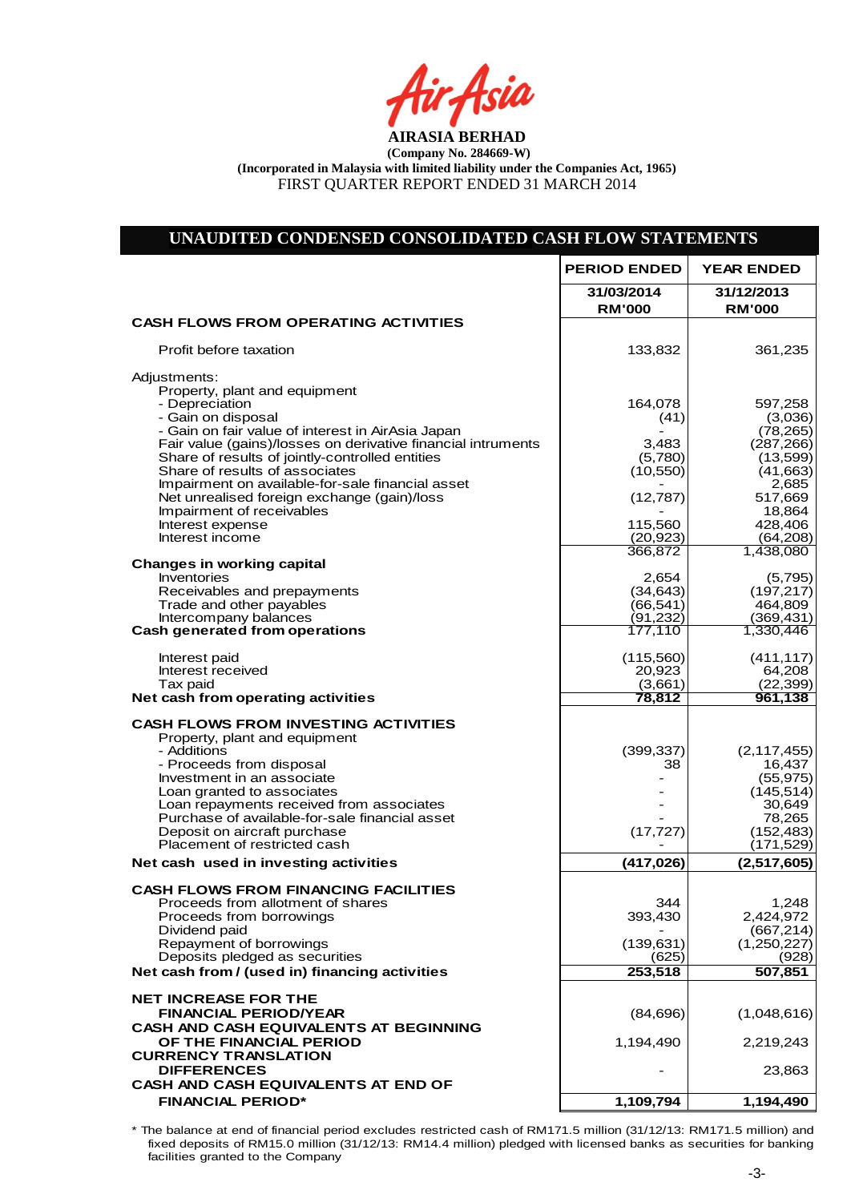**AIRASIA BERHAD**

**(Company No. 284669-W)**

**(Incorporated in Malaysia with limited liability under the Companies Act, 1965)**

FIRST QUARTER REPORT ENDED 31 MARCH 2014

## UNAUDITED CONDENSED CONSOLIDATED CASH FLOW STATEMENTS

| | PERIOD ENDED | YEAR ENDED |
|---|---|---|
| | 31/03/2014 | 31/12/2013 |
| | RM'000 | RM'000 |
| **CASH FLOWS FROM OPERATING ACTIVITIES** | | |
| Profit before taxation | 133,832 | 361,235 |
| Adjustments: | | |
| Property, plant and equipment | | |
| - Depreciation | 164,078 | 597,258 |
| - Gain on disposal | (41) | (3,036) |
| - Gain on fair value of interest in AirAsia Japan | - | (78,265) |
| Fair value (gains)/losses on derivative financial intruments | 3,483 | (287,266) |
| Share of results of jointly-controlled entities | (5,780) | (13,599) |
| Share of results of associates | (10,550) | (41,663) |
| Impairment on available-for-sale financial asset | - | 2,685 |
| Net unrealised foreign exchange (gain)/loss | (12,787) | 517,669 |
| Impairment of receivables | - | 18,864 |
| Interest expense | 115,560 | 428,406 |
| Interest income | (20,923) | (64,208) |
| | 366,872 | 1,438,080 |
| **Changes in working capital** | | |
| Inventories | 2,654 | (5,795) |
| Receivables and prepayments | (34,643) | (197,217) |
| Trade and other payables | (66,541) | 464,809 |
| Intercompany balances | (91,232) | (369,431) |
| **Cash generated from operations** | 177,110 | 1,330,446 |
| Interest paid | (115,560) | (411,117) |
| Interest received | 20,923 | 64,208 |
| Tax paid | (3,661) | (22,399) |
| **Net cash from operating activities** | **78,812** | **961,138** |
| **CASH FLOWS FROM INVESTING ACTIVITIES** | | |
| Property, plant and equipment | | |
| - Additions | (399,337) | (2,117,455) |
| - Proceeds from disposal | 38 | 16,437 |
| Investment in an associate | - | (55,975) |
| Loan granted to associates | - | (145,514) |
| Loan repayments received from associates | - | 30,649 |
| Purchase of available-for-sale financial asset | - | 78,265 |
| Deposit on aircraft purchase | (17,727) | (152,483) |
| Placement of restricted cash | - | (171,529) |
| **Net cash used in investing activities** | **(417,026)** | **(2,517,605)** |
| **CASH FLOWS FROM FINANCING FACILITIES** | | |
| Proceeds from allotment of shares | 344 | 1,248 |
| Proceeds from borrowings | 393,430 | 2,424,972 |
| Dividend paid | - | (667,214) |
| Repayment of borrowings | (139,631) | (1,250,227) |
| Deposits pledged as securities | (625) | (928) |
| **Net cash from / (used in) financing activities** | **253,518** | **507,851** |
| **NET INCREASE FOR THE FINANCIAL PERIOD/YEAR** | (84,696) | (1,048,616) |
| **CASH AND CASH EQUIVALENTS AT BEGINNING OF THE FINANCIAL PERIOD** | 1,194,490 | 2,219,243 |
| **CURRENCY TRANSLATION DIFFERENCES** | - | 23,863 |
| **CASH AND CASH EQUIVALENTS AT END OF FINANCIAL PERIOD*** | **1,109,794** | **1,194,490** |

* The balance at end of financial period excludes restricted cash of RM171.5 million (31/12/13: RM171.5 million) and fixed deposits of RM15.0 million (31/12/13: RM14.4 million) pledged with licensed banks as securities for banking facilities granted to the Company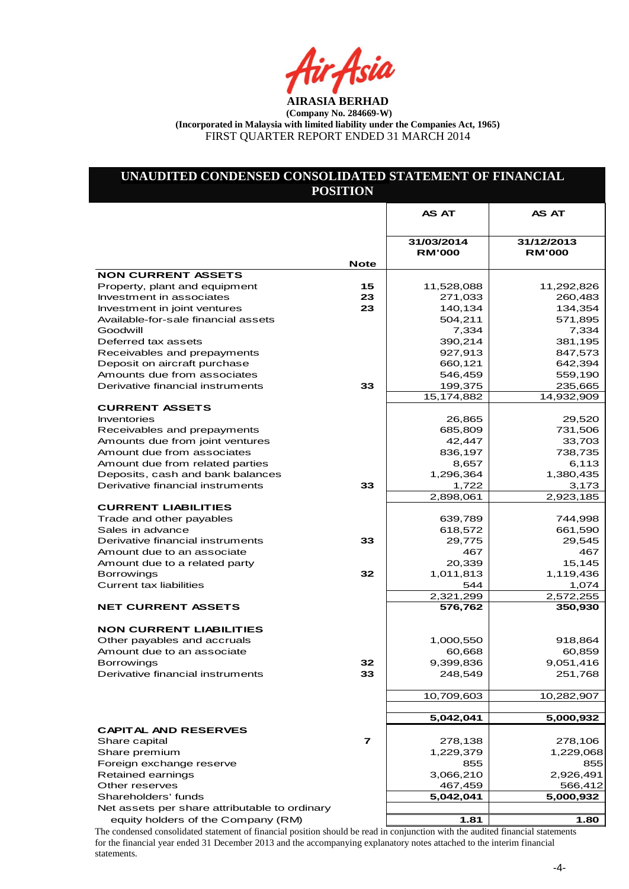**AIRASIA BERHAD**

**(Company No. 284669-W)**

**(Incorporated in Malaysia with limited liability under the Companies Act, 1965)**

FIRST QUARTER REPORT ENDED 31 MARCH 2014

## UNAUDITED CONDENSED CONSOLIDATED STATEMENT OF FINANCIAL POSITION

| | Note | AS AT 31/03/2014 RM'000 | AS AT 31/12/2013 RM'000 |
|---|---|---|---|
| **NON CURRENT ASSETS** | | | |
| Property, plant and equipment | 15 | 11,528,088 | 11,292,826 |
| Investment in associates | 23 | 271,033 | 260,483 |
| Investment in joint ventures | 23 | 140,134 | 134,354 |
| Available-for-sale financial assets | | 504,211 | 571,895 |
| Goodwill | | 7,334 | 7,334 |
| Deferred tax assets | | 390,214 | 381,195 |
| Receivables and prepayments | | 927,913 | 847,573 |
| Deposit on aircraft purchase | | 660,121 | 642,394 |
| Amounts due from associates | | 546,459 | 559,190 |
| Derivative financial instruments | 33 | 199,375 | 235,665 |
| | | 15,174,882 | 14,932,909 |
| **CURRENT ASSETS** | | | |
| Inventories | | 26,865 | 29,520 |
| Receivables and prepayments | | 685,809 | 731,506 |
| Amounts due from joint ventures | | 42,447 | 33,703 |
| Amount due from associates | | 836,197 | 738,735 |
| Amount due from related parties | | 8,657 | 6,113 |
| Deposits, cash and bank balances | | 1,296,364 | 1,380,435 |
| Derivative financial instruments | 33 | 1,722 | 3,173 |
| | | 2,898,061 | 2,923,185 |
| **CURRENT LIABILITIES** | | | |
| Trade and other payables | | 639,789 | 744,998 |
| Sales in advance | | 618,572 | 661,590 |
| Derivative financial instruments | 33 | 29,775 | 29,545 |
| Amount due to an associate | | 467 | 467 |
| Amount due to a related party | | 20,339 | 15,145 |
| Borrowings | 32 | 1,011,813 | 1,119,436 |
| Current tax liabilities | | 544 | 1,074 |
| | | 2,321,299 | 2,572,255 |
| **NET CURRENT ASSETS** | | **576,762** | **350,930** |
| **NON CURRENT LIABILITIES** | | | |
| Other payables and accruals | | 1,000,550 | 918,864 |
| Amount due to an associate | | 60,668 | 60,859 |
| Borrowings | 32 | 9,399,836 | 9,051,416 |
| Derivative financial instruments | 33 | 248,549 | 251,768 |
| | | 10,709,603 | 10,282,907 |
| | | **5,042,041** | **5,000,932** |
| **CAPITAL AND RESERVES** | | | |
| Share capital | 7 | 278,138 | 278,106 |
| Share premium | | 1,229,379 | 1,229,068 |
| Foreign exchange reserve | | 855 | 855 |
| Retained earnings | | 3,066,210 | 2,926,491 |
| Other reserves | | 467,459 | 566,412 |
| Shareholders' funds | | **5,042,041** | **5,000,932** |
| Net assets per share attributable to ordinary equity holders of the Company (RM) | | **1.81** | **1.80** |

The condensed consolidated statement of financial position should be read in conjunction with the audited financial statements for the financial year ended 31 December 2013 and the accompanying explanatory notes attached to the interim financial statements.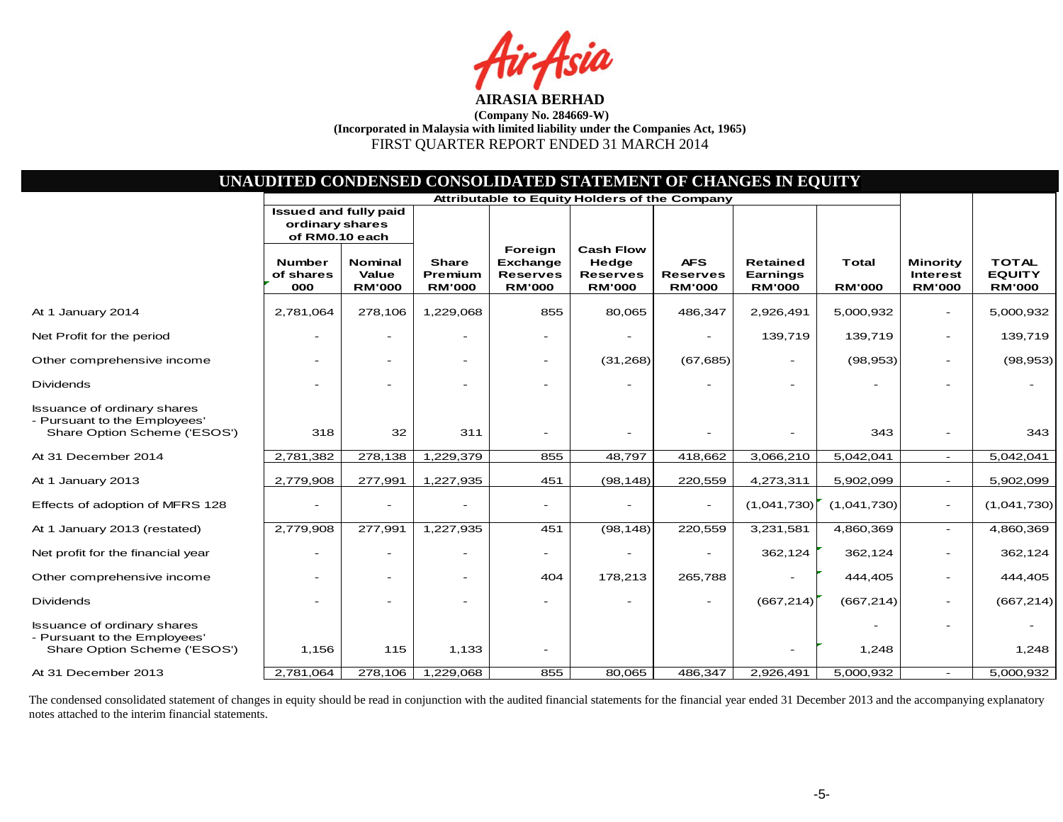**AIRASIA BERHAD**

**(Company No. 284669-W)**

**(Incorporated in Malaysia with limited liability under the Companies Act, 1965)**

FIRST QUARTER REPORT ENDED 31 MARCH 2014

## UNAUDITED CONDENSED CONSOLIDATED STATEMENT OF CHANGES IN EQUITY

| | Attributable to Equity Holders of the Company | | | | | | | | | |
|---|---|---|---|---|---|---|---|---|---|---|
| | Issued and fully paid ordinary shares of RM0.10 each | | | | | | | | | |
| | Number of shares 000 | Nominal Value RM'000 | Share Premium RM'000 | Foreign Exchange Reserves RM'000 | Cash Flow Hedge Reserves RM'000 | AFS Reserves RM'000 | Retained Earnings RM'000 | Total RM'000 | Minority Interest RM'000 | TOTAL EQUITY RM'000 |
| At 1 January 2014 | 2,781,064 | 278,106 | 1,229,068 | 855 | 80,065 | 486,347 | 2,926,491 | 5,000,932 | - | 5,000,932 |
| Net Profit for the period | - | - | - | - | - | - | 139,719 | 139,719 | - | 139,719 |
| Other comprehensive income | - | - | - | - | (31,268) | (67,685) | - | (98,953) | - | (98,953) |
| Dividends | - | - | - | - | - | - | - | - | - | - |
| Issuance of ordinary shares - Pursuant to the Employees' Share Option Scheme ('ESOS') | 318 | 32 | 311 | - | - | - | - | 343 | - | 343 |
| At 31 December 2014 | 2,781,382 | 278,138 | 1,229,379 | 855 | 48,797 | 418,662 | 3,066,210 | 5,042,041 | - | 5,042,041 |
| At 1 January 2013 | 2,779,908 | 277,991 | 1,227,935 | 451 | (98,148) | 220,559 | 4,273,311 | 5,902,099 | - | 5,902,099 |
| Effects of adoption of MFRS 128 | - | - | - | - | - | - | (1,041,730) | (1,041,730) | - | (1,041,730) |
| At 1 January 2013 (restated) | 2,779,908 | 277,991 | 1,227,935 | 451 | (98,148) | 220,559 | 3,231,581 | 4,860,369 | - | 4,860,369 |
| Net profit for the financial year | - | - | - | - | - | - | 362,124 | 362,124 | - | 362,124 |
| Other comprehensive income | - | - | - | 404 | 178,213 | 265,788 | - | 444,405 | - | 444,405 |
| Dividends | - | - | - | - | - | - | (667,214) | (667,214) | - | (667,214) |
| Issuance of ordinary shares - Pursuant to the Employees' Share Option Scheme ('ESOS') | 1,156 | 115 | 1,133 | - | | | - | 1,248 | - | 1,248 |
| At 31 December 2013 | 2,781,064 | 278,106 | 1,229,068 | 855 | 80,065 | 486,347 | 2,926,491 | 5,000,932 | - | 5,000,932 |

The condensed consolidated statement of changes in equity should be read in conjunction with the audited financial statements for the financial year ended 31 December 2013 and the accompanying explanatory notes attached to the interim financial statements.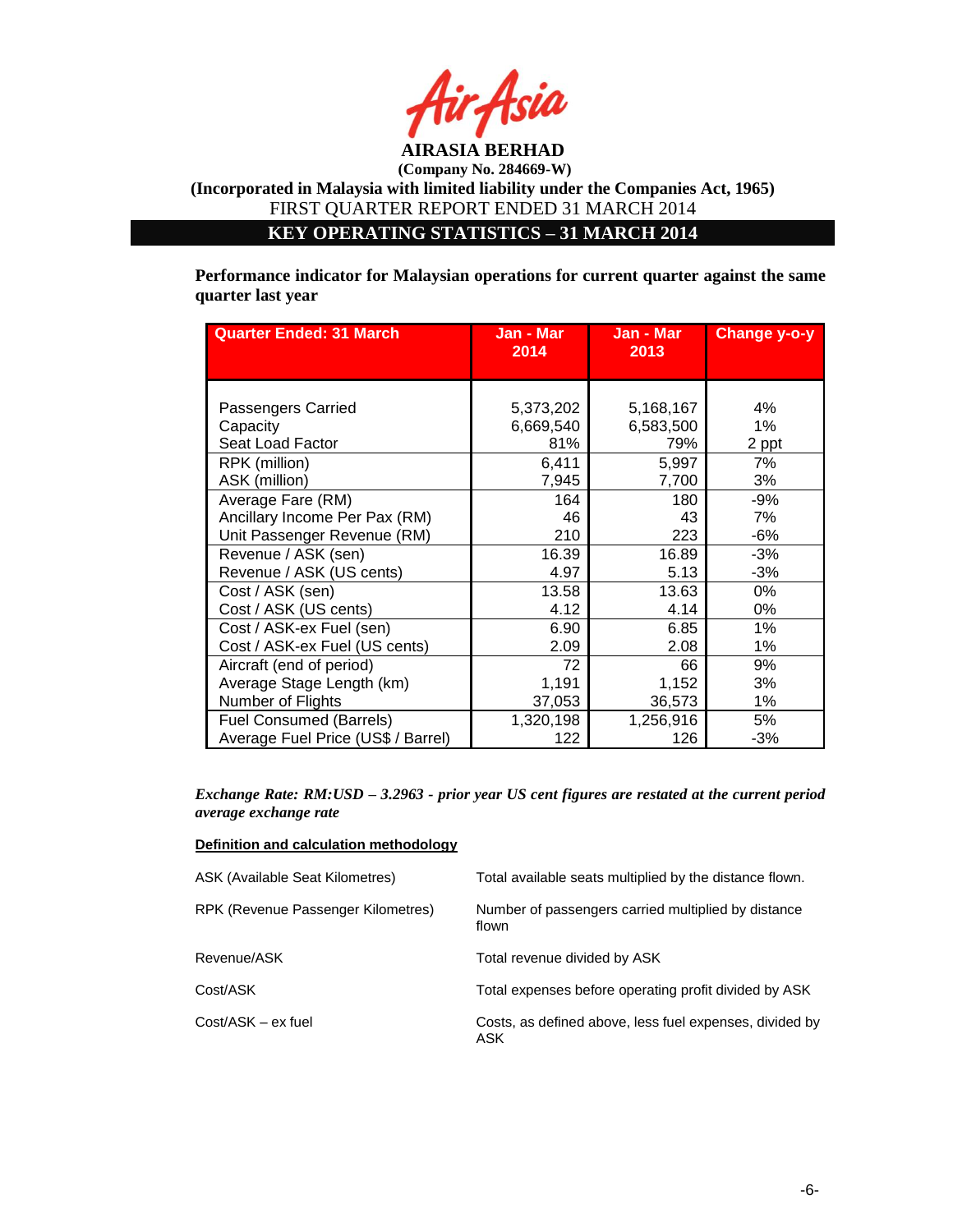**AIRASIA BERHAD**

**(Company No. 284669-W)**

**(Incorporated in Malaysia with limited liability under the Companies Act, 1965)**

FIRST QUARTER REPORT ENDED 31 MARCH 2014

## KEY OPERATING STATISTICS – 31 MARCH 2014

**Performance indicator for Malaysian operations for current quarter against the same quarter last year**

| Quarter Ended: 31 March | Jan - Mar 2014 | Jan - Mar 2013 | Change y-o-y |
|---|---|---|---|
| Passengers Carried | 5,373,202 | 5,168,167 | 4% |
| Capacity | 6,669,540 | 6,583,500 | 1% |
| Seat Load Factor | 81% | 79% | 2 ppt |
| RPK (million) | 6,411 | 5,997 | 7% |
| ASK (million) | 7,945 | 7,700 | 3% |
| Average Fare (RM) | 164 | 180 | -9% |
| Ancillary Income Per Pax (RM) | 46 | 43 | 7% |
| Unit Passenger Revenue (RM) | 210 | 223 | -6% |
| Revenue / ASK (sen) | 16.39 | 16.89 | -3% |
| Revenue / ASK (US cents) | 4.97 | 5.13 | -3% |
| Cost / ASK (sen) | 13.58 | 13.63 | 0% |
| Cost / ASK (US cents) | 4.12 | 4.14 | 0% |
| Cost / ASK-ex Fuel (sen) | 6.90 | 6.85 | 1% |
| Cost / ASK-ex Fuel (US cents) | 2.09 | 2.08 | 1% |
| Aircraft (end of period) | 72 | 66 | 9% |
| Average Stage Length (km) | 1,191 | 1,152 | 3% |
| Number of Flights | 37,053 | 36,573 | 1% |
| Fuel Consumed (Barrels) | 1,320,198 | 1,256,916 | 5% |
| Average Fuel Price (US$ / Barrel) | 122 | 126 | -3% |

***Exchange Rate: RM:USD – 3.2963 - prior year US cent figures are restated at the current period average exchange rate***

**Definition and calculation methodology**

| | |
|---|---|
| ASK (Available Seat Kilometres) | Total available seats multiplied by the distance flown. |
| RPK (Revenue Passenger Kilometres) | Number of passengers carried multiplied by distance flown |
| Revenue/ASK | Total revenue divided by ASK |
| Cost/ASK | Total expenses before operating profit divided by ASK |
| Cost/ASK – ex fuel | Costs, as defined above, less fuel expenses, divided by ASK |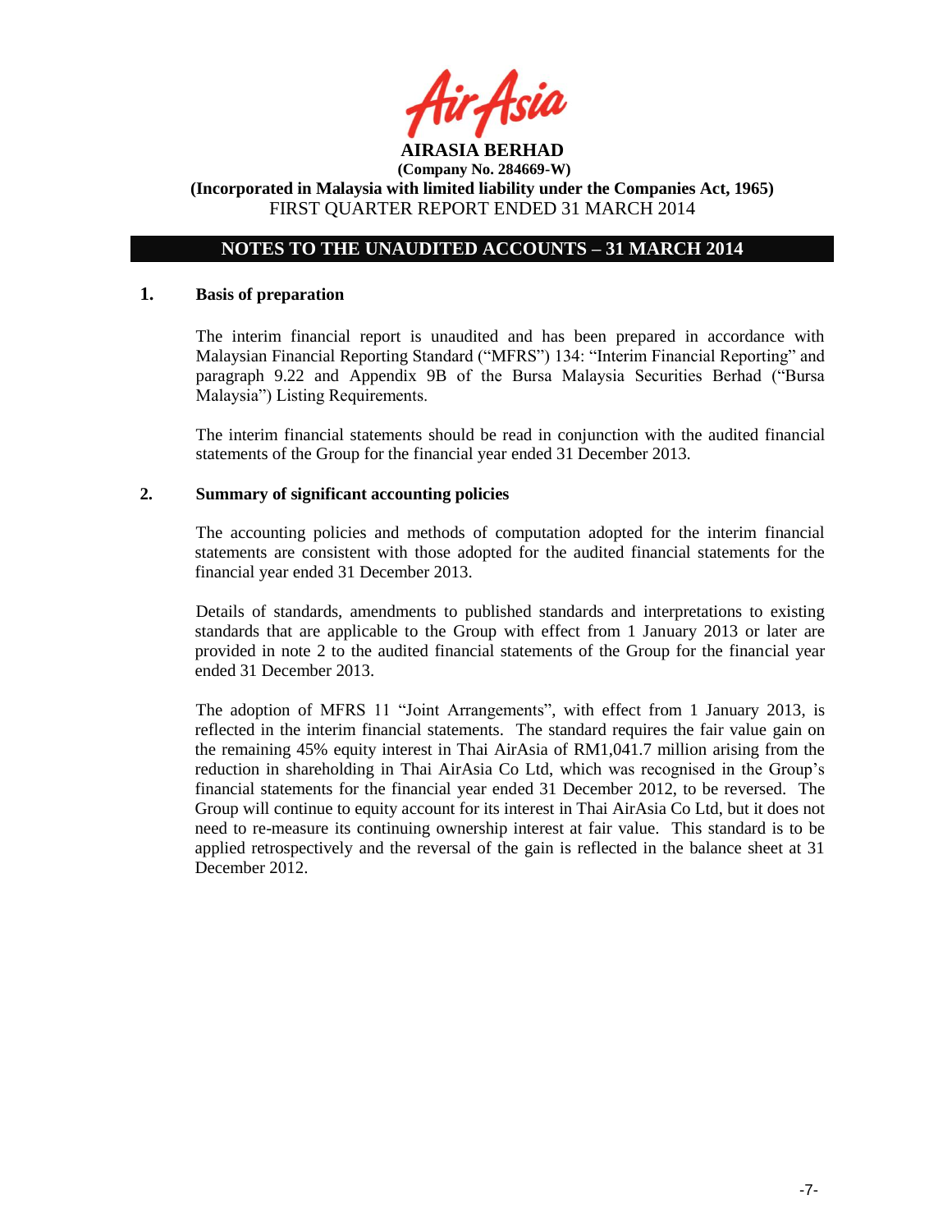**AIRASIA BERHAD**

**(Company No. 284669-W)**

**(Incorporated in Malaysia with limited liability under the Companies Act, 1965)**

FIRST QUARTER REPORT ENDED 31 MARCH 2014

## NOTES TO THE UNAUDITED ACCOUNTS – 31 MARCH 2014

### 1. Basis of preparation

The interim financial report is unaudited and has been prepared in accordance with Malaysian Financial Reporting Standard ("MFRS") 134: "Interim Financial Reporting" and paragraph 9.22 and Appendix 9B of the Bursa Malaysia Securities Berhad ("Bursa Malaysia") Listing Requirements.

The interim financial statements should be read in conjunction with the audited financial statements of the Group for the financial year ended 31 December 2013.

### 2. Summary of significant accounting policies

The accounting policies and methods of computation adopted for the interim financial statements are consistent with those adopted for the audited financial statements for the financial year ended 31 December 2013.

Details of standards, amendments to published standards and interpretations to existing standards that are applicable to the Group with effect from 1 January 2013 or later are provided in note 2 to the audited financial statements of the Group for the financial year ended 31 December 2013.

The adoption of MFRS 11 "Joint Arrangements", with effect from 1 January 2013, is reflected in the interim financial statements. The standard requires the fair value gain on the remaining 45% equity interest in Thai AirAsia of RM1,041.7 million arising from the reduction in shareholding in Thai AirAsia Co Ltd, which was recognised in the Group's financial statements for the financial year ended 31 December 2012, to be reversed. The Group will continue to equity account for its interest in Thai AirAsia Co Ltd, but it does not need to re-measure its continuing ownership interest at fair value. This standard is to be applied retrospectively and the reversal of the gain is reflected in the balance sheet at 31 December 2012.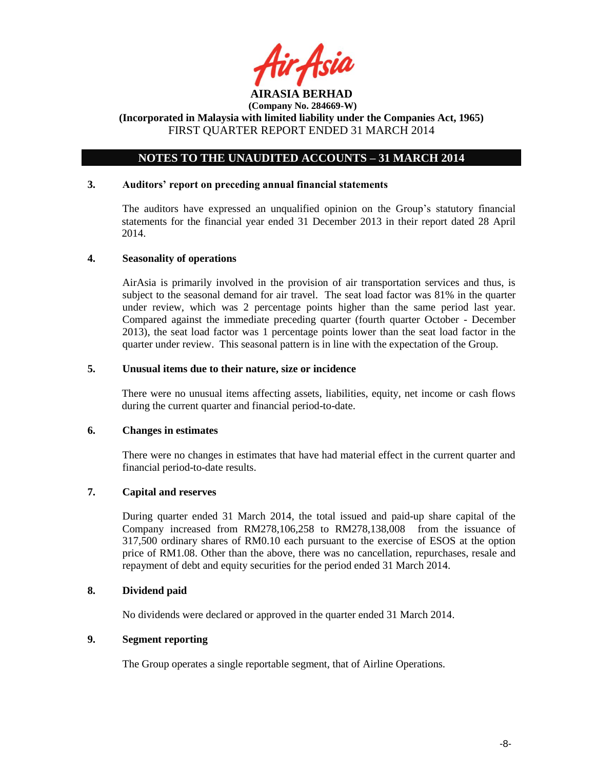**AIRASIA BERHAD**
**(Company No. 284669-W)**
**(Incorporated in Malaysia with limited liability under the Companies Act, 1965)**
FIRST QUARTER REPORT ENDED 31 MARCH 2014

## NOTES TO THE UNAUDITED ACCOUNTS – 31 MARCH 2014

### 3. Auditors' report on preceding annual financial statements

The auditors have expressed an unqualified opinion on the Group's statutory financial statements for the financial year ended 31 December 2013 in their report dated 28 April 2014.

### 4. Seasonality of operations

AirAsia is primarily involved in the provision of air transportation services and thus, is subject to the seasonal demand for air travel. The seat load factor was 81% in the quarter under review, which was 2 percentage points higher than the same period last year. Compared against the immediate preceding quarter (fourth quarter October - December 2013), the seat load factor was 1 percentage points lower than the seat load factor in the quarter under review. This seasonal pattern is in line with the expectation of the Group.

### 5. Unusual items due to their nature, size or incidence

There were no unusual items affecting assets, liabilities, equity, net income or cash flows during the current quarter and financial period-to-date.

### 6. Changes in estimates

There were no changes in estimates that have had material effect in the current quarter and financial period-to-date results.

### 7. Capital and reserves

During quarter ended 31 March 2014, the total issued and paid-up share capital of the Company increased from RM278,106,258 to RM278,138,008 from the issuance of 317,500 ordinary shares of RM0.10 each pursuant to the exercise of ESOS at the option price of RM1.08. Other than the above, there was no cancellation, repurchases, resale and repayment of debt and equity securities for the period ended 31 March 2014.

### 8. Dividend paid

No dividends were declared or approved in the quarter ended 31 March 2014.

### 9. Segment reporting

The Group operates a single reportable segment, that of Airline Operations.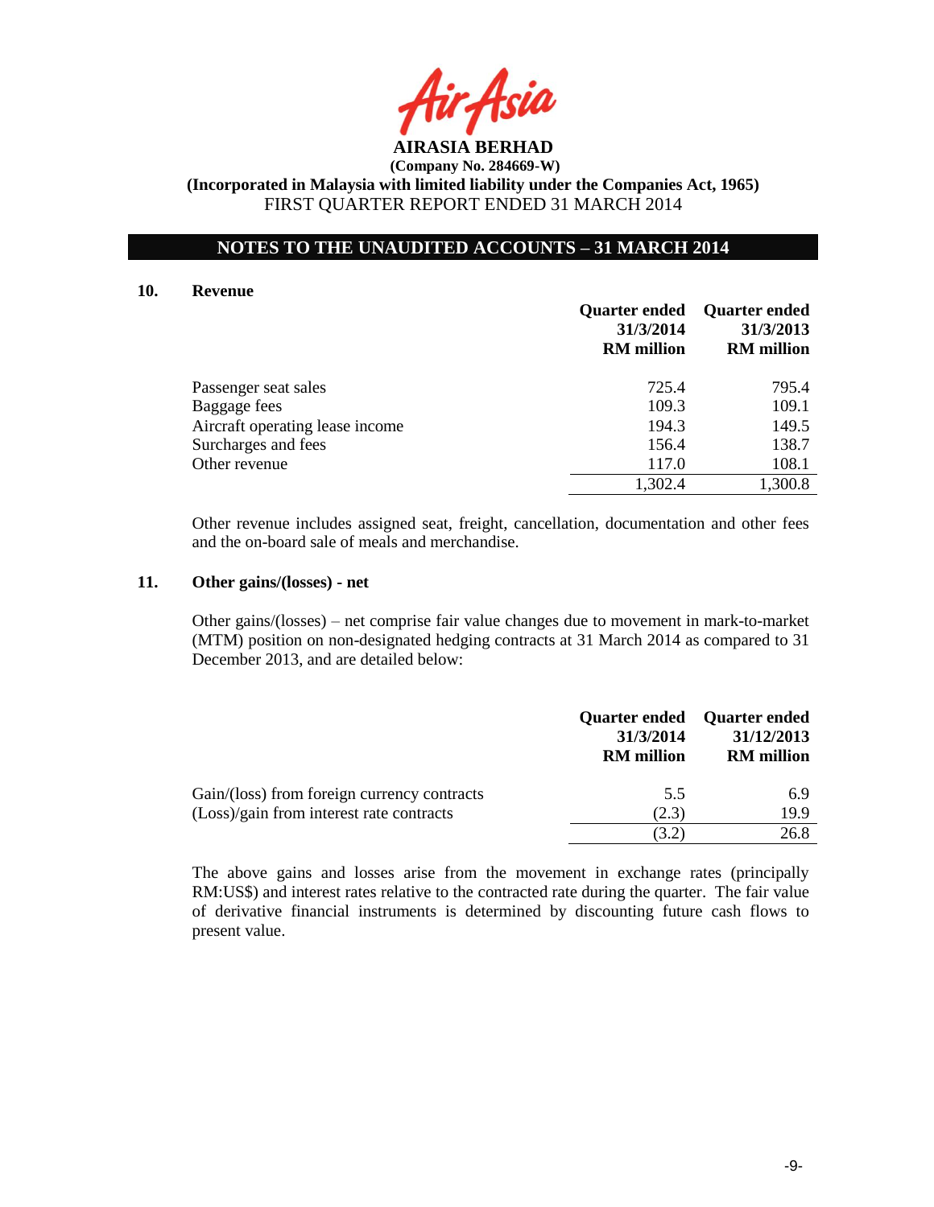AIRASIA BERHAD

(Company No. 284669-W)

(Incorporated in Malaysia with limited liability under the Companies Act, 1965)

FIRST QUARTER REPORT ENDED 31 MARCH 2014

## NOTES TO THE UNAUDITED ACCOUNTS – 31 MARCH 2014

### 10. Revenue

| | Quarter ended 31/3/2014 RM million | Quarter ended 31/3/2013 RM million |
|---|---|---|
| Passenger seat sales | 725.4 | 795.4 |
| Baggage fees | 109.3 | 109.1 |
| Aircraft operating lease income | 194.3 | 149.5 |
| Surcharges and fees | 156.4 | 138.7 |
| Other revenue | 117.0 | 108.1 |
| | 1,302.4 | 1,300.8 |

Other revenue includes assigned seat, freight, cancellation, documentation and other fees and the on-board sale of meals and merchandise.

### 11. Other gains/(losses) - net

Other gains/(losses) – net comprise fair value changes due to movement in mark-to-market (MTM) position on non-designated hedging contracts at 31 March 2014 as compared to 31 December 2013, and are detailed below:

| | Quarter ended 31/3/2014 RM million | Quarter ended 31/12/2013 RM million |
|---|---|---|
| Gain/(loss) from foreign currency contracts | 5.5 | 6.9 |
| (Loss)/gain from interest rate contracts | (2.3) | 19.9 |
| | (3.2) | 26.8 |

The above gains and losses arise from the movement in exchange rates (principally RM:US$) and interest rates relative to the contracted rate during the quarter. The fair value of derivative financial instruments is determined by discounting future cash flows to present value.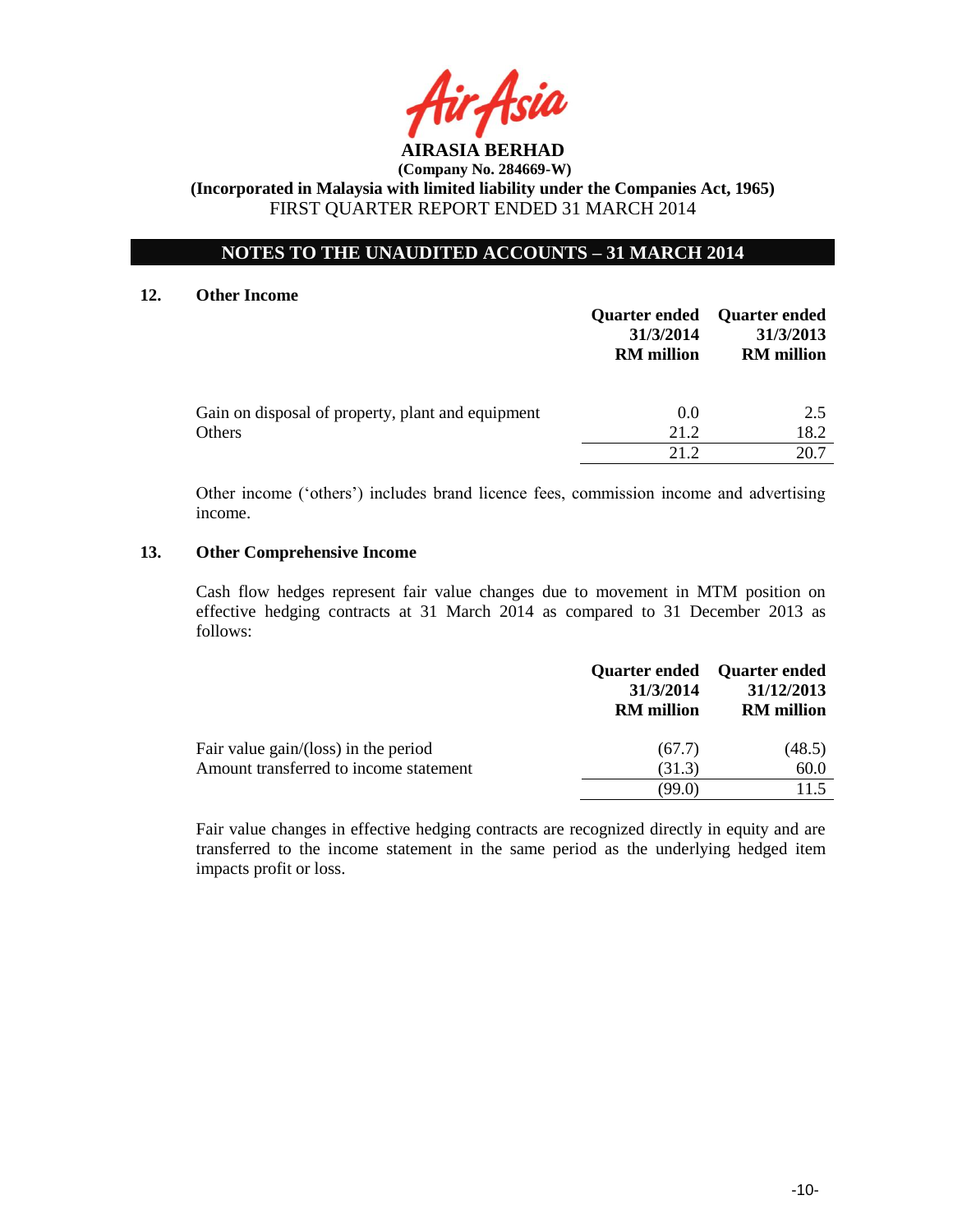# AIRASIA BERHAD

**(Company No. 284669-W)**

**(Incorporated in Malaysia with limited liability under the Companies Act, 1965)**

FIRST QUARTER REPORT ENDED 31 MARCH 2014

## NOTES TO THE UNAUDITED ACCOUNTS – 31 MARCH 2014

### 12. Other Income

| | Quarter ended 31/3/2014 RM million | Quarter ended 31/3/2013 RM million |
|---|---|---|
| Gain on disposal of property, plant and equipment | 0.0 | 2.5 |
| Others | 21.2 | 18.2 |
| | 21.2 | 20.7 |

Other income ('others') includes brand licence fees, commission income and advertising income.

### 13. Other Comprehensive Income

Cash flow hedges represent fair value changes due to movement in MTM position on effective hedging contracts at 31 March 2014 as compared to 31 December 2013 as follows:

| | Quarter ended 31/3/2014 RM million | Quarter ended 31/12/2013 RM million |
|---|---|---|
| Fair value gain/(loss) in the period | (67.7) | (48.5) |
| Amount transferred to income statement | (31.3) | 60.0 |
| | (99.0) | 11.5 |

Fair value changes in effective hedging contracts are recognized directly in equity and are transferred to the income statement in the same period as the underlying hedged item impacts profit or loss.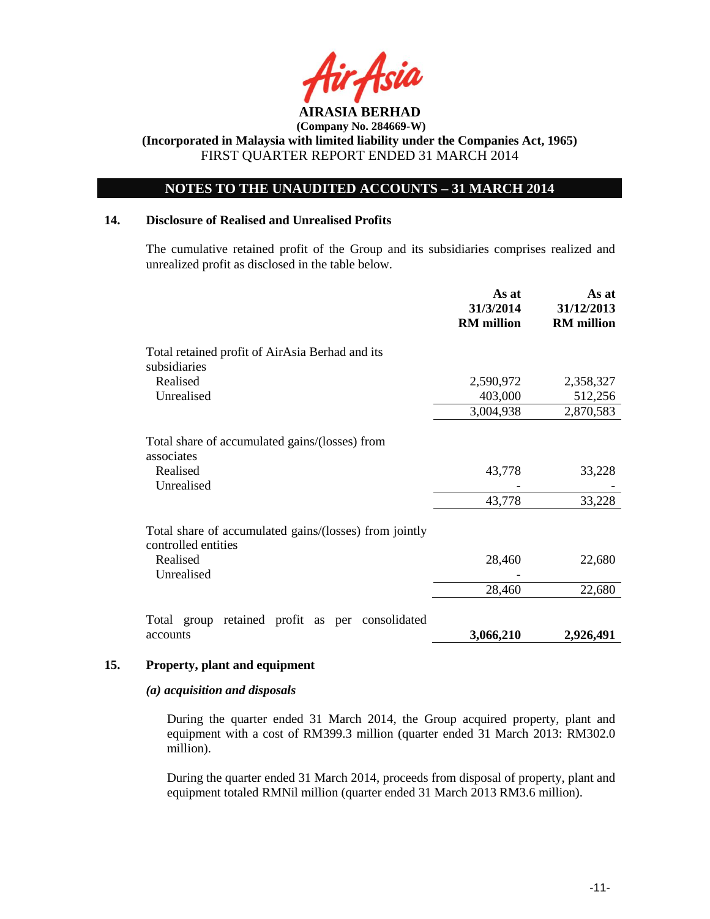**AIRASIA BERHAD**
**(Company No. 284669-W)**
**(Incorporated in Malaysia with limited liability under the Companies Act, 1965)**
FIRST QUARTER REPORT ENDED 31 MARCH 2014

## NOTES TO THE UNAUDITED ACCOUNTS – 31 MARCH 2014

### 14. Disclosure of Realised and Unrealised Profits

The cumulative retained profit of the Group and its subsidiaries comprises realized and unrealized profit as disclosed in the table below.

| | As at 31/3/2014 RM million | As at 31/12/2013 RM million |
|---|---|---|
| Total retained profit of AirAsia Berhad and its subsidiaries | | |
| Realised | 2,590,972 | 2,358,327 |
| Unrealised | 403,000 | 512,256 |
| | 3,004,938 | 2,870,583 |
| Total share of accumulated gains/(losses) from associates | | |
| Realised | 43,778 | 33,228 |
| Unrealised | - | - |
| | 43,778 | 33,228 |
| Total share of accumulated gains/(losses) from jointly controlled entities | | |
| Realised | 28,460 | 22,680 |
| Unrealised | - | |
| | 28,460 | 22,680 |
| Total group retained profit as per consolidated accounts | **3,066,210** | **2,926,491** |

### 15. Property, plant and equipment

***(a) acquisition and disposals***

During the quarter ended 31 March 2014, the Group acquired property, plant and equipment with a cost of RM399.3 million (quarter ended 31 March 2013: RM302.0 million).

During the quarter ended 31 March 2014, proceeds from disposal of property, plant and equipment totaled RMNil million (quarter ended 31 March 2013 RM3.6 million).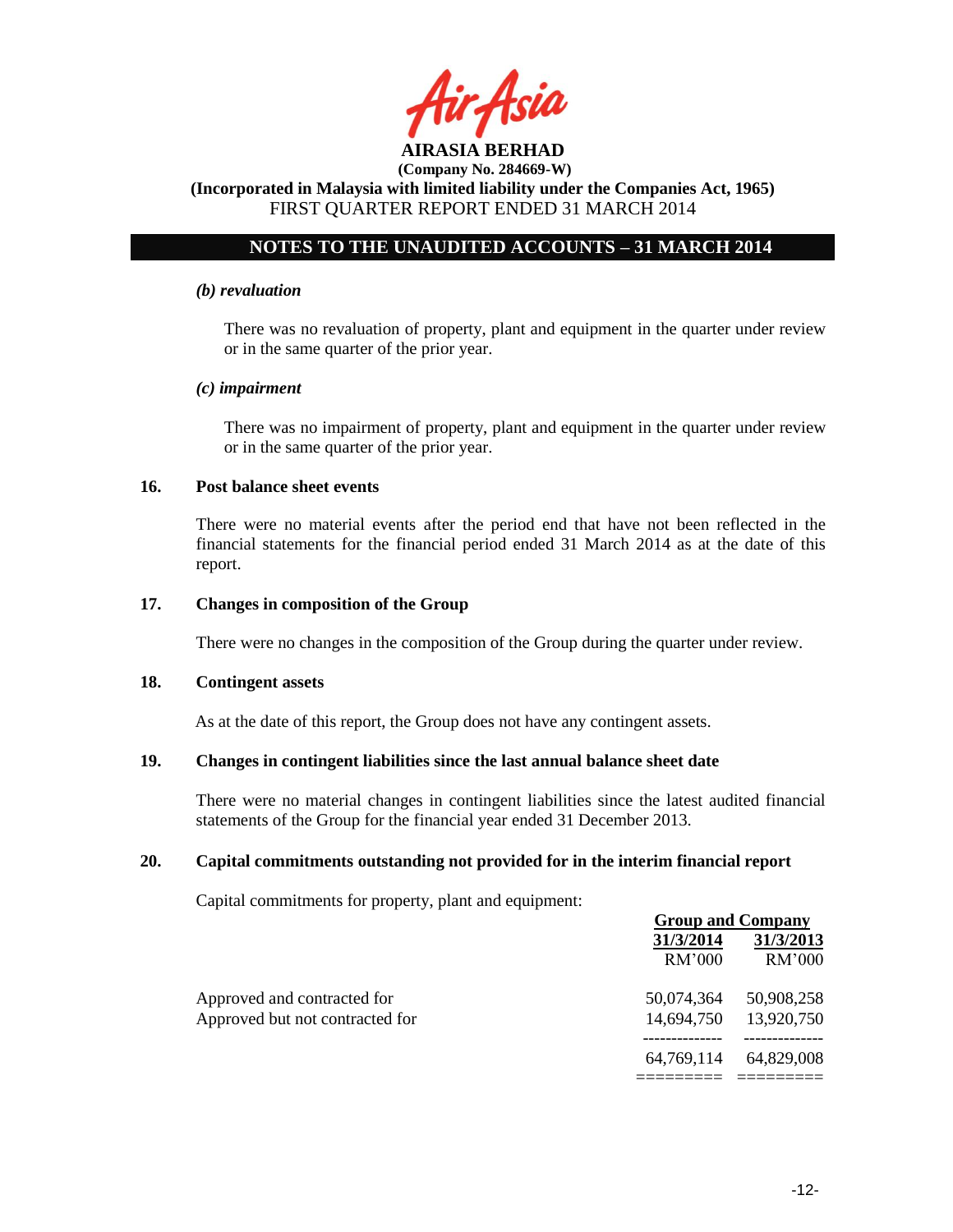*(b) revaluation*

There was no revaluation of property, plant and equipment in the quarter under review or in the same quarter of the prior year.

*(c) impairment*

There was no impairment of property, plant and equipment in the quarter under review or in the same quarter of the prior year.

**16. Post balance sheet events**

There were no material events after the period end that have not been reflected in the financial statements for the financial period ended 31 March 2014 as at the date of this report.

**17. Changes in composition of the Group**

There were no changes in the composition of the Group during the quarter under review.

**18. Contingent assets**

As at the date of this report, the Group does not have any contingent assets.

**19. Changes in contingent liabilities since the last annual balance sheet date**

There were no material changes in contingent liabilities since the latest audited financial statements of the Group for the financial year ended 31 December 2013.

**20. Capital commitments outstanding not provided for in the interim financial report**

Capital commitments for property, plant and equipment:

| | Group and Company | |
|---|---|---|
| | 31/3/2014 | 31/3/2013 |
| | RM'000 | RM'000 |
| Approved and contracted for | 50,074,364 | 50,908,258 |
| Approved but not contracted for | 14,694,750 | 13,920,750 |
| | 64,769,114 | 64,829,008 |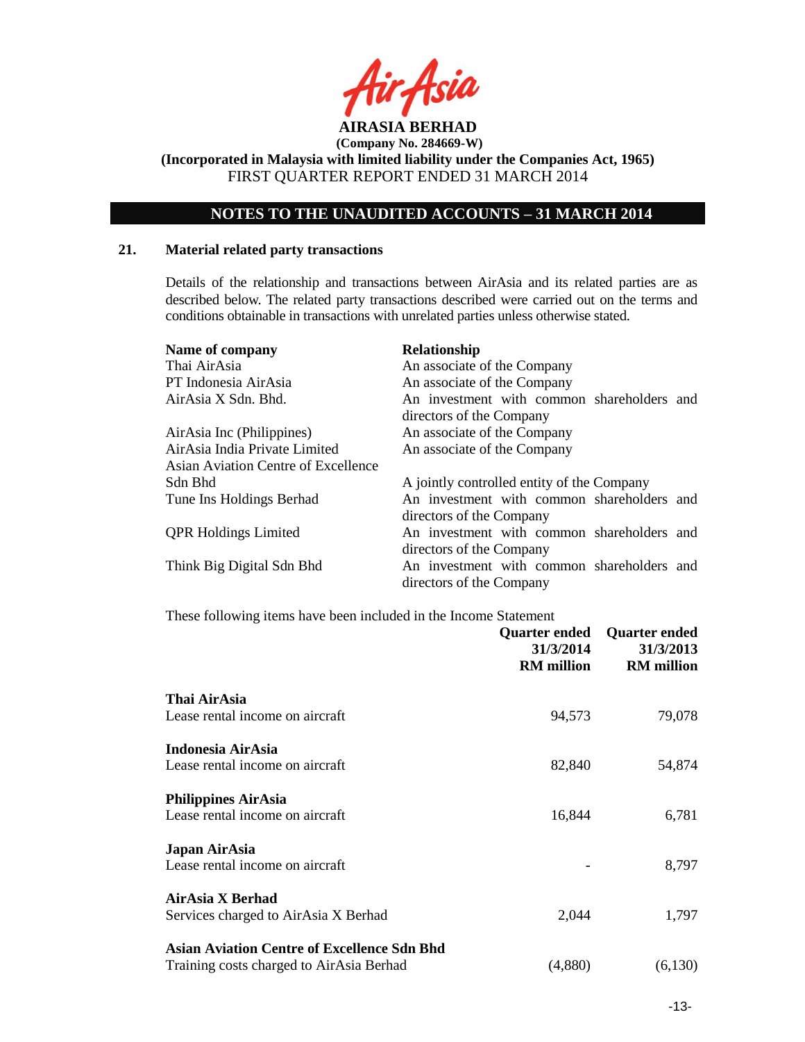**AIRASIA BERHAD**
**(Company No. 284669-W)**
**(Incorporated in Malaysia with limited liability under the Companies Act, 1965)**
FIRST QUARTER REPORT ENDED 31 MARCH 2014

## NOTES TO THE UNAUDITED ACCOUNTS – 31 MARCH 2014

### 21. Material related party transactions

Details of the relationship and transactions between AirAsia and its related parties are as described below. The related party transactions described were carried out on the terms and conditions obtainable in transactions with unrelated parties unless otherwise stated.

| Name of company | Relationship |
|---|---|
| Thai AirAsia | An associate of the Company |
| PT Indonesia AirAsia | An associate of the Company |
| AirAsia X Sdn. Bhd. | An investment with common shareholders and directors of the Company |
| AirAsia Inc (Philippines) | An associate of the Company |
| AirAsia India Private Limited | An associate of the Company |
| Asian Aviation Centre of Excellence Sdn Bhd | A jointly controlled entity of the Company |
| Tune Ins Holdings Berhad | An investment with common shareholders and directors of the Company |
| QPR Holdings Limited | An investment with common shareholders and directors of the Company |
| Think Big Digital Sdn Bhd | An investment with common shareholders and directors of the Company |

These following items have been included in the Income Statement

| | Quarter ended 31/3/2014 RM million | Quarter ended 31/3/2013 RM million |
|---|---|---|
| **Thai AirAsia** | | |
| Lease rental income on aircraft | 94,573 | 79,078 |
| **Indonesia AirAsia** | | |
| Lease rental income on aircraft | 82,840 | 54,874 |
| **Philippines AirAsia** | | |
| Lease rental income on aircraft | 16,844 | 6,781 |
| **Japan AirAsia** | | |
| Lease rental income on aircraft | - | 8,797 |
| **AirAsia X Berhad** | | |
| Services charged to AirAsia X Berhad | 2,044 | 1,797 |
| **Asian Aviation Centre of Excellence Sdn Bhd** | | |
| Training costs charged to AirAsia Berhad | (4,880) | (6,130) |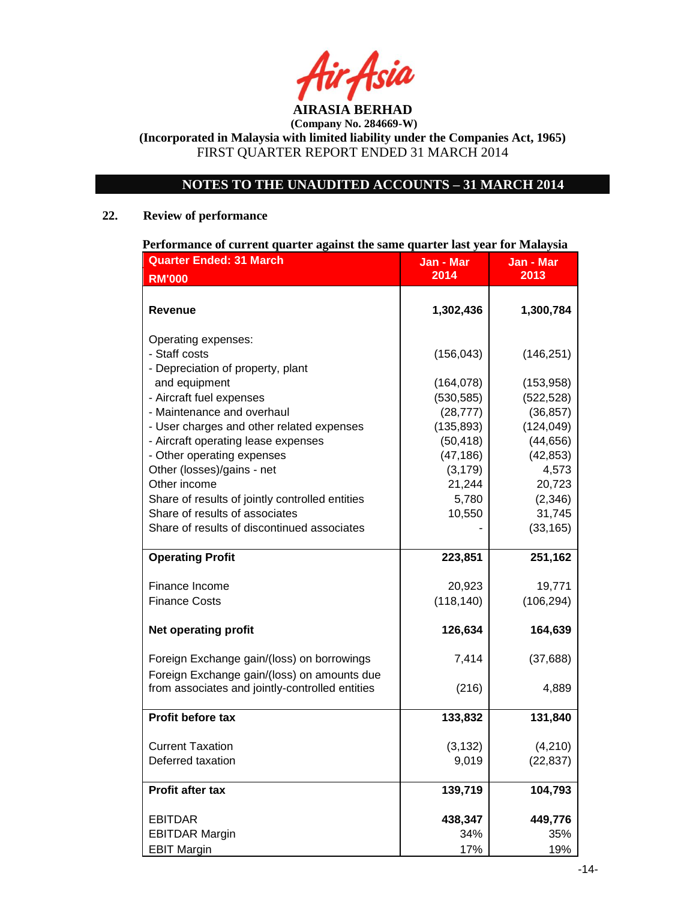**AIRASIA BERHAD**
**(Company No. 284669-W)**
**(Incorporated in Malaysia with limited liability under the Companies Act, 1965)**
FIRST QUARTER REPORT ENDED 31 MARCH 2014

## NOTES TO THE UNAUDITED ACCOUNTS – 31 MARCH 2014

### 22. Review of performance

**Performance of current quarter against the same quarter last year for Malaysia**

| Quarter Ended: 31 March RM'000 | Jan - Mar 2014 | Jan - Mar 2013 |
|---|---|---|
| **Revenue** | **1,302,436** | **1,300,784** |
| Operating expenses: | | |
| - Staff costs | (156,043) | (146,251) |
| - Depreciation of property, plant and equipment | (164,078) | (153,958) |
| - Aircraft fuel expenses | (530,585) | (522,528) |
| - Maintenance and overhaul | (28,777) | (36,857) |
| - User charges and other related expenses | (135,893) | (124,049) |
| - Aircraft operating lease expenses | (50,418) | (44,656) |
| - Other operating expenses | (47,186) | (42,853) |
| Other (losses)/gains - net | (3,179) | 4,573 |
| Other income | 21,244 | 20,723 |
| Share of results of jointly controlled entities | 5,780 | (2,346) |
| Share of results of associates | 10,550 | 31,745 |
| Share of results of discontinued associates | - | (33,165) |
| **Operating Profit** | **223,851** | **251,162** |
| Finance Income | 20,923 | 19,771 |
| Finance Costs | (118,140) | (106,294) |
| **Net operating profit** | **126,634** | **164,639** |
| Foreign Exchange gain/(loss) on borrowings | 7,414 | (37,688) |
| Foreign Exchange gain/(loss) on amounts due from associates and jointly-controlled entities | (216) | 4,889 |
| **Profit before tax** | **133,832** | **131,840** |
| Current Taxation | (3,132) | (4,210) |
| Deferred taxation | 9,019 | (22,837) |
| **Profit after tax** | **139,719** | **104,793** |
| EBITDAR | **438,347** | **449,776** |
| EBITDAR Margin | 34% | 35% |
| EBIT Margin | 17% | 19% |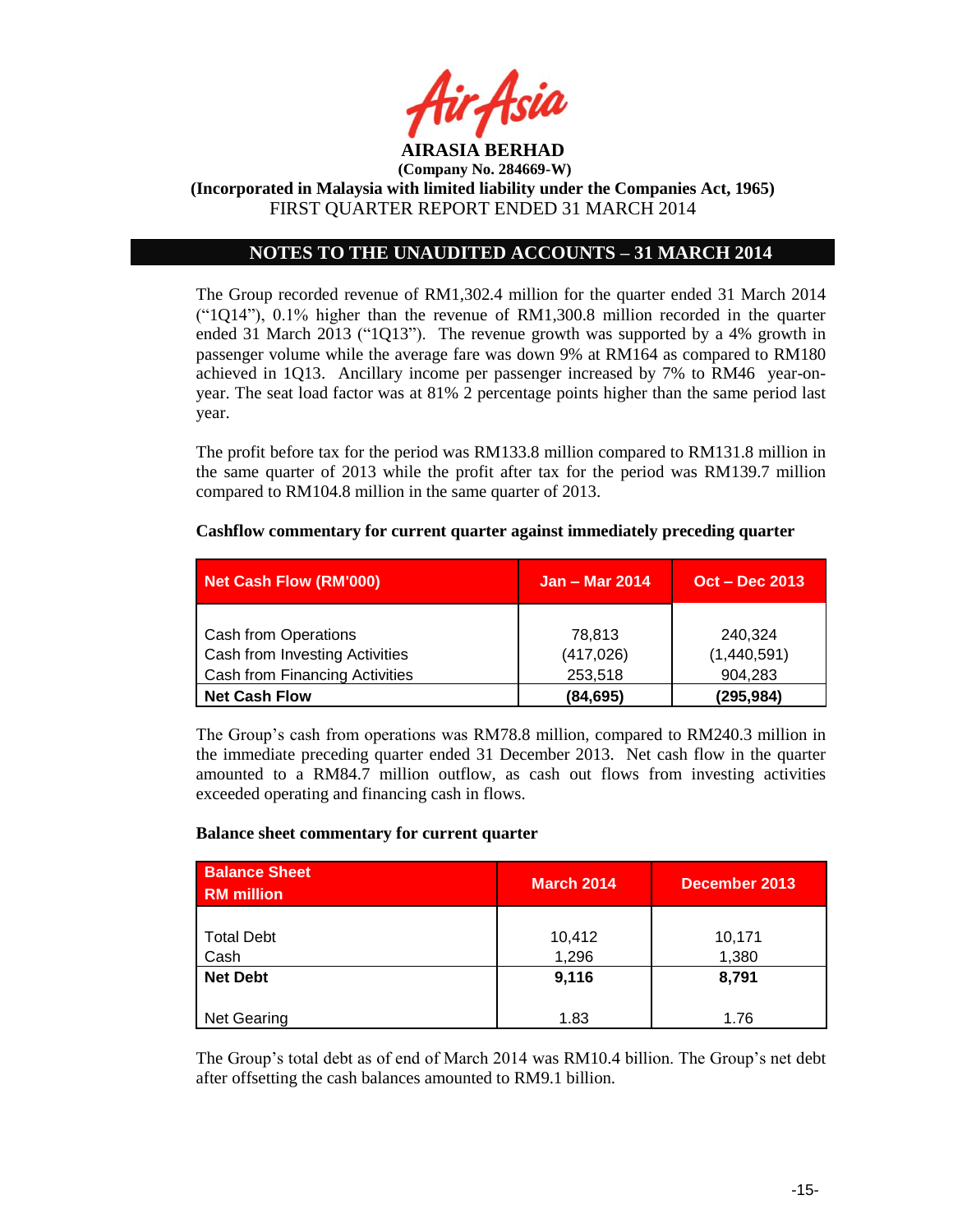**AIRASIA BERHAD**
**(Company No. 284669-W)**
**(Incorporated in Malaysia with limited liability under the Companies Act, 1965)**
FIRST QUARTER REPORT ENDED 31 MARCH 2014

## NOTES TO THE UNAUDITED ACCOUNTS – 31 MARCH 2014

The Group recorded revenue of RM1,302.4 million for the quarter ended 31 March 2014 ("1Q14"), 0.1% higher than the revenue of RM1,300.8 million recorded in the quarter ended 31 March 2013 ("1Q13"). The revenue growth was supported by a 4% growth in passenger volume while the average fare was down 9% at RM164 as compared to RM180 achieved in 1Q13. Ancillary income per passenger increased by 7% to RM46 year-on-year. The seat load factor was at 81% 2 percentage points higher than the same period last year.

The profit before tax for the period was RM133.8 million compared to RM131.8 million in the same quarter of 2013 while the profit after tax for the period was RM139.7 million compared to RM104.8 million in the same quarter of 2013.

**Cashflow commentary for current quarter against immediately preceding quarter**

| Net Cash Flow (RM'000) | Jan – Mar 2014 | Oct – Dec 2013 |
|---|---|---|
| Cash from Operations | 78,813 | 240,324 |
| Cash from Investing Activities | (417,026) | (1,440,591) |
| Cash from Financing Activities | 253,518 | 904,283 |
| **Net Cash Flow** | **(84,695)** | **(295,984)** |

The Group's cash from operations was RM78.8 million, compared to RM240.3 million in the immediate preceding quarter ended 31 December 2013. Net cash flow in the quarter amounted to a RM84.7 million outflow, as cash out flows from investing activities exceeded operating and financing cash in flows.

**Balance sheet commentary for current quarter**

| Balance Sheet RM million | March 2014 | December 2013 |
|---|---|---|
| Total Debt | 10,412 | 10,171 |
| Cash | 1,296 | 1,380 |
| **Net Debt** | **9,116** | **8,791** |
| Net Gearing | 1.83 | 1.76 |

The Group's total debt as of end of March 2014 was RM10.4 billion. The Group's net debt after offsetting the cash balances amounted to RM9.1 billion.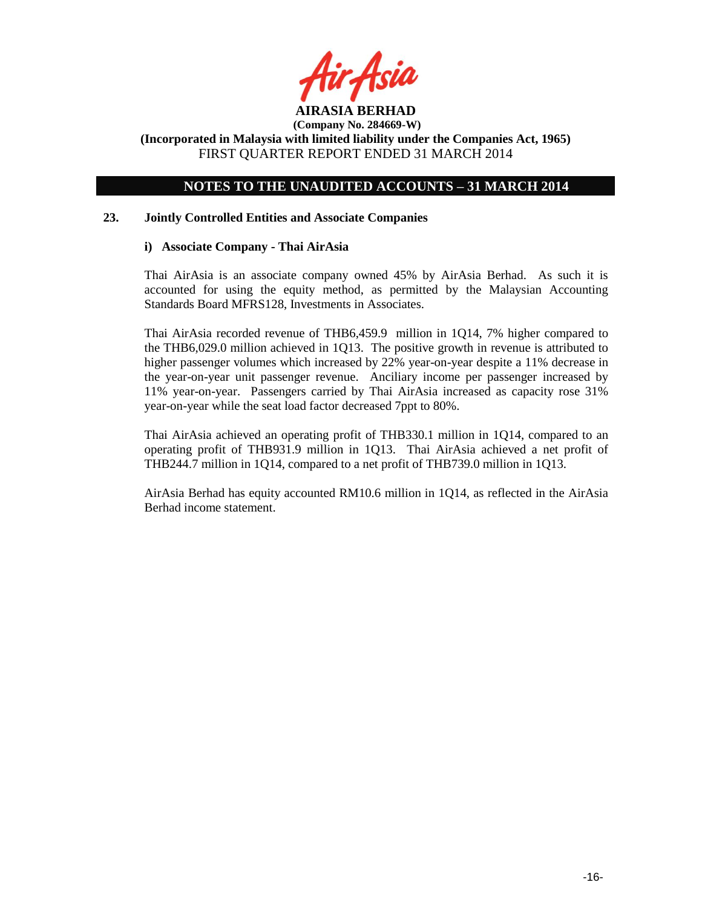## NOTES TO THE UNAUDITED ACCOUNTS – 31 MARCH 2014

### 23. Jointly Controlled Entities and Associate Companies

#### i) Associate Company - Thai AirAsia

Thai AirAsia is an associate company owned 45% by AirAsia Berhad. As such it is accounted for using the equity method, as permitted by the Malaysian Accounting Standards Board MFRS128, Investments in Associates.

Thai AirAsia recorded revenue of THB6,459.9 million in 1Q14, 7% higher compared to the THB6,029.0 million achieved in 1Q13. The positive growth in revenue is attributed to higher passenger volumes which increased by 22% year-on-year despite a 11% decrease in the year-on-year unit passenger revenue. Anciliary income per passenger increased by 11% year-on-year. Passengers carried by Thai AirAsia increased as capacity rose 31% year-on-year while the seat load factor decreased 7ppt to 80%.

Thai AirAsia achieved an operating profit of THB330.1 million in 1Q14, compared to an operating profit of THB931.9 million in 1Q13. Thai AirAsia achieved a net profit of THB244.7 million in 1Q14, compared to a net profit of THB739.0 million in 1Q13.

AirAsia Berhad has equity accounted RM10.6 million in 1Q14, as reflected in the AirAsia Berhad income statement.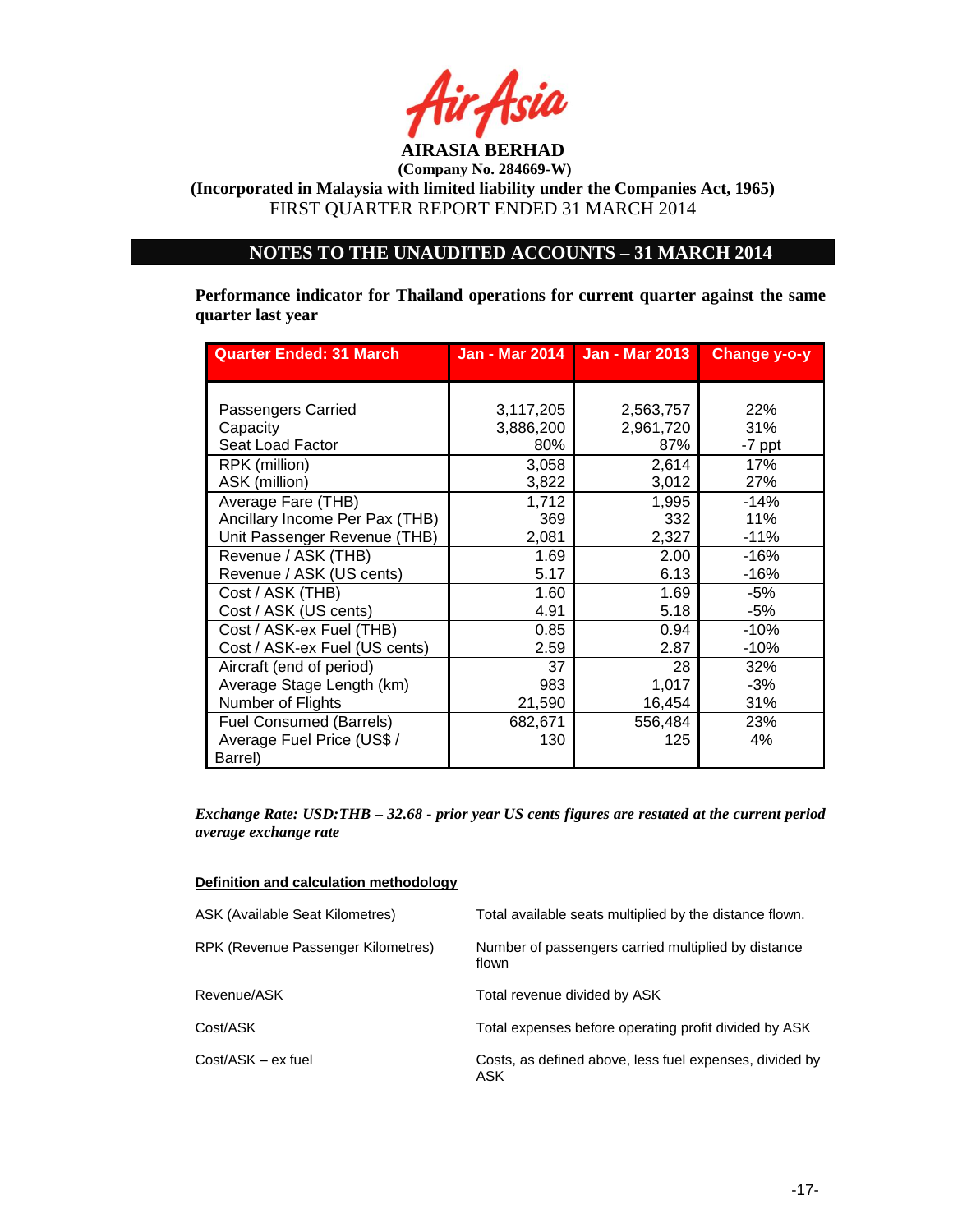**AIRASIA BERHAD**
**(Company No. 284669-W)**
**(Incorporated in Malaysia with limited liability under the Companies Act, 1965)**
FIRST QUARTER REPORT ENDED 31 MARCH 2014

## NOTES TO THE UNAUDITED ACCOUNTS – 31 MARCH 2014

**Performance indicator for Thailand operations for current quarter against the same quarter last year**

| Quarter Ended: 31 March | Jan - Mar 2014 | Jan - Mar 2013 | Change y-o-y |
|---|---|---|---|
| Passengers Carried | 3,117,205 | 2,563,757 | 22% |
| Capacity | 3,886,200 | 2,961,720 | 31% |
| Seat Load Factor | 80% | 87% | -7 ppt |
| RPK (million) | 3,058 | 2,614 | 17% |
| ASK (million) | 3,822 | 3,012 | 27% |
| Average Fare (THB) | 1,712 | 1,995 | -14% |
| Ancillary Income Per Pax (THB) | 369 | 332 | 11% |
| Unit Passenger Revenue (THB) | 2,081 | 2,327 | -11% |
| Revenue / ASK (THB) | 1.69 | 2.00 | -16% |
| Revenue / ASK (US cents) | 5.17 | 6.13 | -16% |
| Cost / ASK (THB) | 1.60 | 1.69 | -5% |
| Cost / ASK (US cents) | 4.91 | 5.18 | -5% |
| Cost / ASK-ex Fuel (THB) | 0.85 | 0.94 | -10% |
| Cost / ASK-ex Fuel (US cents) | 2.59 | 2.87 | -10% |
| Aircraft (end of period) | 37 | 28 | 32% |
| Average Stage Length (km) | 983 | 1,017 | -3% |
| Number of Flights | 21,590 | 16,454 | 31% |
| Fuel Consumed (Barrels) | 682,671 | 556,484 | 23% |
| Average Fuel Price (US$ / Barrel) | 130 | 125 | 4% |

*Exchange Rate: USD:THB – 32.68 - prior year US cents figures are restated at the current period average exchange rate*

**Definition and calculation methodology**

| | |
|---|---|
| ASK (Available Seat Kilometres) | Total available seats multiplied by the distance flown. |
| RPK (Revenue Passenger Kilometres) | Number of passengers carried multiplied by distance flown |
| Revenue/ASK | Total revenue divided by ASK |
| Cost/ASK | Total expenses before operating profit divided by ASK |
| Cost/ASK – ex fuel | Costs, as defined above, less fuel expenses, divided by ASK |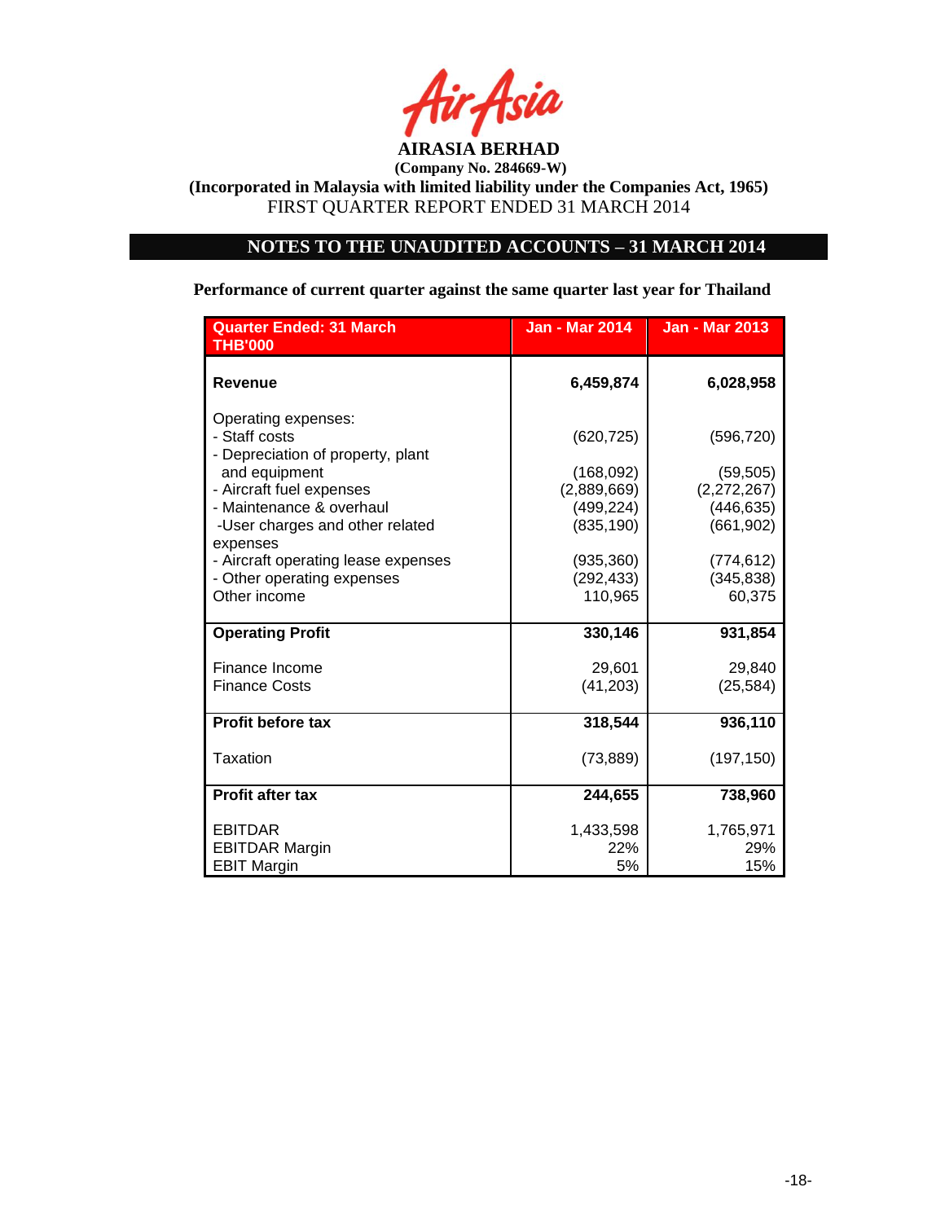**AIRASIA BERHAD**
**(Company No. 284669-W)**
**(Incorporated in Malaysia with limited liability under the Companies Act, 1965)**
FIRST QUARTER REPORT ENDED 31 MARCH 2014

## NOTES TO THE UNAUDITED ACCOUNTS – 31 MARCH 2014

**Performance of current quarter against the same quarter last year for Thailand**

| Quarter Ended: 31 March THB'000 | Jan - Mar 2014 | Jan - Mar 2013 |
|---|---|---|
| **Revenue** | **6,459,874** | **6,028,958** |
| Operating expenses: | | |
| - Staff costs | (620,725) | (596,720) |
| - Depreciation of property, plant and equipment | (168,092) | (59,505) |
| - Aircraft fuel expenses | (2,889,669) | (2,272,267) |
| - Maintenance & overhaul | (499,224) | (446,635) |
| -User charges and other related expenses | (835,190) | (661,902) |
| - Aircraft operating lease expenses | (935,360) | (774,612) |
| - Other operating expenses | (292,433) | (345,838) |
| Other income | 110,965 | 60,375 |
| **Operating Profit** | **330,146** | **931,854** |
| Finance Income | 29,601 | 29,840 |
| Finance Costs | (41,203) | (25,584) |
| **Profit before tax** | **318,544** | **936,110** |
| Taxation | (73,889) | (197,150) |
| **Profit after tax** | **244,655** | **738,960** |
| EBITDAR | 1,433,598 | 1,765,971 |
| EBITDAR Margin | 22% | 29% |
| EBIT Margin | 5% | 15% |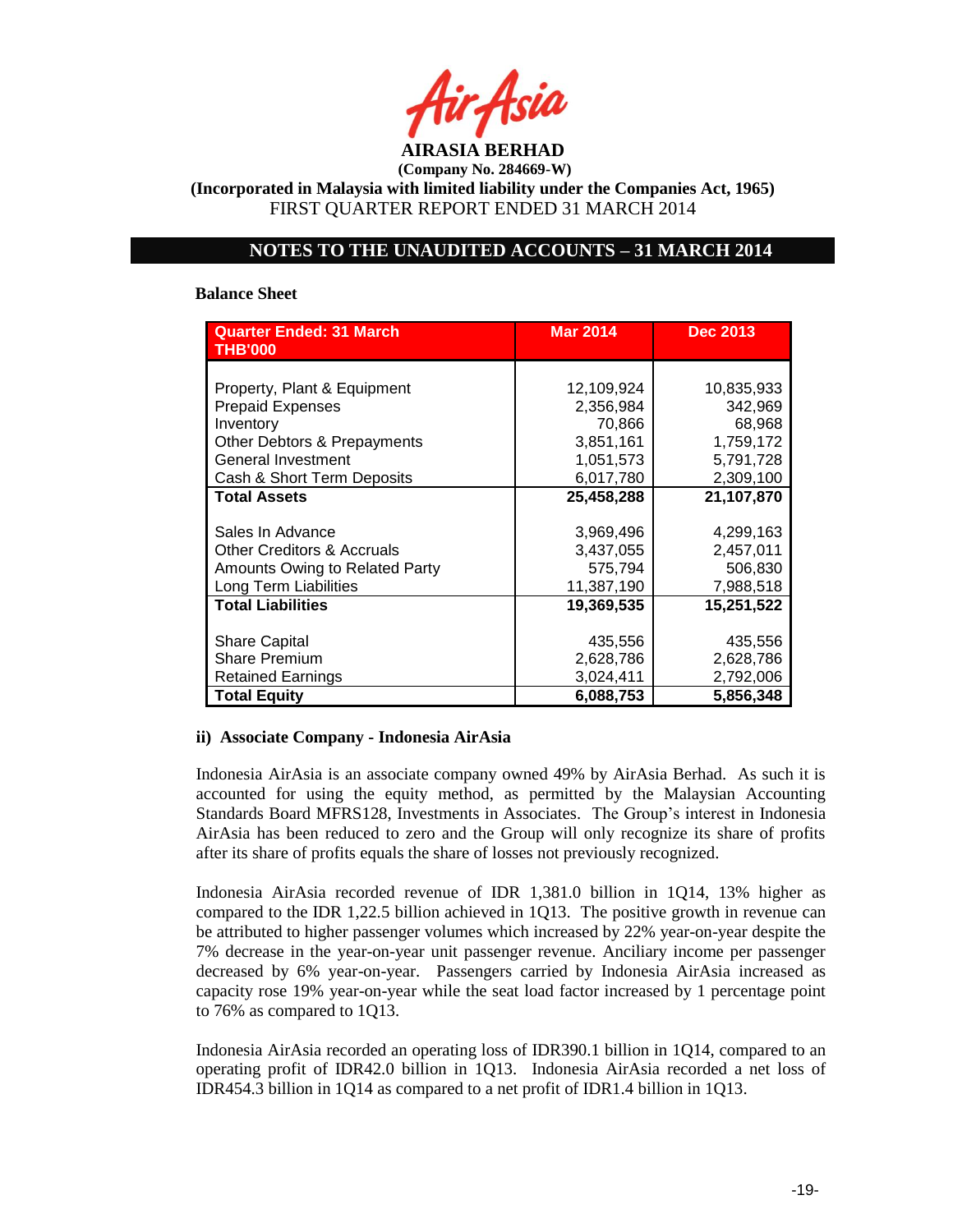**AIRASIA BERHAD**
**(Company No. 284669-W)**
**(Incorporated in Malaysia with limited liability under the Companies Act, 1965)**
FIRST QUARTER REPORT ENDED 31 MARCH 2014

## NOTES TO THE UNAUDITED ACCOUNTS – 31 MARCH 2014

**Balance Sheet**

| Quarter Ended: 31 March THB'000 | Mar 2014 | Dec 2013 |
|---|---|---|
| Property, Plant & Equipment | 12,109,924 | 10,835,933 |
| Prepaid Expenses | 2,356,984 | 342,969 |
| Inventory | 70,866 | 68,968 |
| Other Debtors & Prepayments | 3,851,161 | 1,759,172 |
| General Investment | 1,051,573 | 5,791,728 |
| Cash & Short Term Deposits | 6,017,780 | 2,309,100 |
| **Total Assets** | **25,458,288** | **21,107,870** |
| Sales In Advance | 3,969,496 | 4,299,163 |
| Other Creditors & Accruals | 3,437,055 | 2,457,011 |
| Amounts Owing to Related Party | 575,794 | 506,830 |
| Long Term Liabilities | 11,387,190 | 7,988,518 |
| **Total Liabilities** | **19,369,535** | **15,251,522** |
| Share Capital | 435,556 | 435,556 |
| Share Premium | 2,628,786 | 2,628,786 |
| Retained Earnings | 3,024,411 | 2,792,006 |
| **Total Equity** | **6,088,753** | **5,856,348** |

**ii) Associate Company - Indonesia AirAsia**

Indonesia AirAsia is an associate company owned 49% by AirAsia Berhad. As such it is accounted for using the equity method, as permitted by the Malaysian Accounting Standards Board MFRS128, Investments in Associates. The Group's interest in Indonesia AirAsia has been reduced to zero and the Group will only recognize its share of profits after its share of profits equals the share of losses not previously recognized.

Indonesia AirAsia recorded revenue of IDR 1,381.0 billion in 1Q14, 13% higher as compared to the IDR 1,22.5 billion achieved in 1Q13. The positive growth in revenue can be attributed to higher passenger volumes which increased by 22% year-on-year despite the 7% decrease in the year-on-year unit passenger revenue. Anciliary income per passenger decreased by 6% year-on-year. Passengers carried by Indonesia AirAsia increased as capacity rose 19% year-on-year while the seat load factor increased by 1 percentage point to 76% as compared to 1Q13.

Indonesia AirAsia recorded an operating loss of IDR390.1 billion in 1Q14, compared to an operating profit of IDR42.0 billion in 1Q13. Indonesia AirAsia recorded a net loss of IDR454.3 billion in 1Q14 as compared to a net profit of IDR1.4 billion in 1Q13.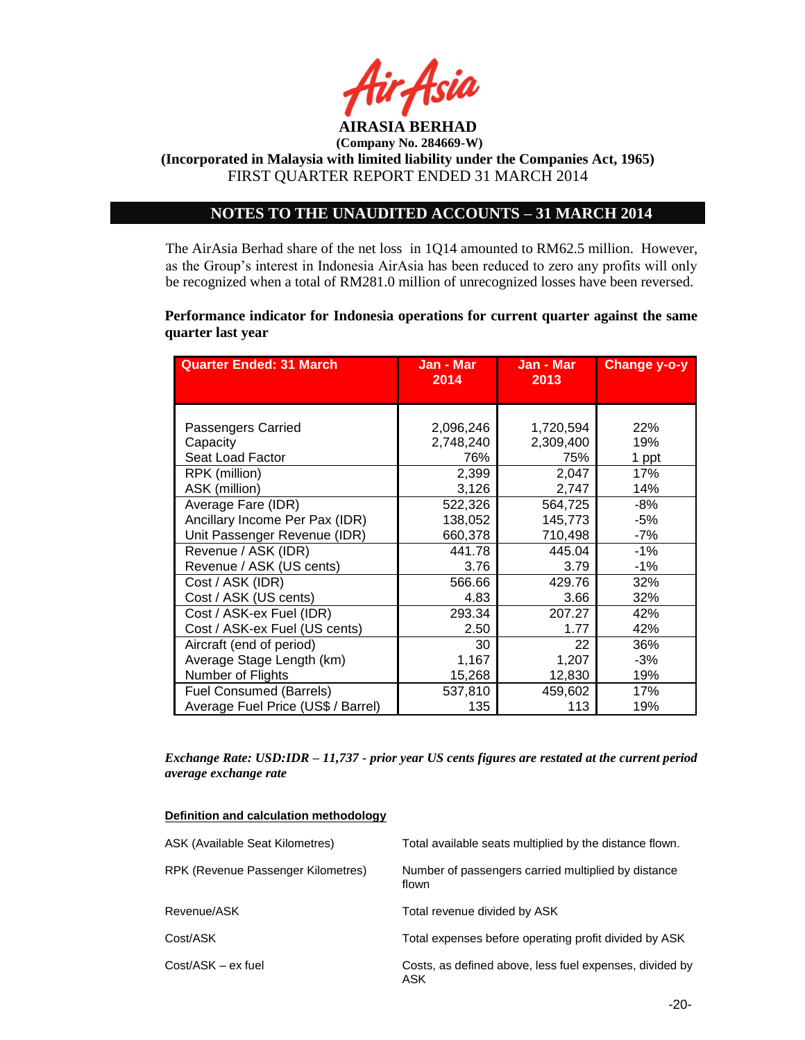**AIRASIA BERHAD**
**(Company No. 284669-W)**
**(Incorporated in Malaysia with limited liability under the Companies Act, 1965)**
FIRST QUARTER REPORT ENDED 31 MARCH 2014

## NOTES TO THE UNAUDITED ACCOUNTS – 31 MARCH 2014

The AirAsia Berhad share of the net loss in 1Q14 amounted to RM62.5 million. However, as the Group's interest in Indonesia AirAsia has been reduced to zero any profits will only be recognized when a total of RM281.0 million of unrecognized losses have been reversed.

**Performance indicator for Indonesia operations for current quarter against the same quarter last year**

| Quarter Ended: 31 March | Jan - Mar 2014 | Jan - Mar 2013 | Change y-o-y |
|---|---|---|---|
| Passengers Carried | 2,096,246 | 1,720,594 | 22% |
| Capacity | 2,748,240 | 2,309,400 | 19% |
| Seat Load Factor | 76% | 75% | 1 ppt |
| RPK (million) | 2,399 | 2,047 | 17% |
| ASK (million) | 3,126 | 2,747 | 14% |
| Average Fare (IDR) | 522,326 | 564,725 | -8% |
| Ancillary Income Per Pax (IDR) | 138,052 | 145,773 | -5% |
| Unit Passenger Revenue (IDR) | 660,378 | 710,498 | -7% |
| Revenue / ASK (IDR) | 441.78 | 445.04 | -1% |
| Revenue / ASK (US cents) | 3.76 | 3.79 | -1% |
| Cost / ASK (IDR) | 566.66 | 429.76 | 32% |
| Cost / ASK (US cents) | 4.83 | 3.66 | 32% |
| Cost / ASK-ex Fuel (IDR) | 293.34 | 207.27 | 42% |
| Cost / ASK-ex Fuel (US cents) | 2.50 | 1.77 | 42% |
| Aircraft (end of period) | 30 | 22 | 36% |
| Average Stage Length (km) | 1,167 | 1,207 | -3% |
| Number of Flights | 15,268 | 12,830 | 19% |
| Fuel Consumed (Barrels) | 537,810 | 459,602 | 17% |
| Average Fuel Price (US$ / Barrel) | 135 | 113 | 19% |

***Exchange Rate: USD:IDR – 11,737 - prior year US cents figures are restated at the current period average exchange rate***

**Definition and calculation methodology**

| | |
|---|---|
| ASK (Available Seat Kilometres) | Total available seats multiplied by the distance flown. |
| RPK (Revenue Passenger Kilometres) | Number of passengers carried multiplied by distance flown |
| Revenue/ASK | Total revenue divided by ASK |
| Cost/ASK | Total expenses before operating profit divided by ASK |
| Cost/ASK – ex fuel | Costs, as defined above, less fuel expenses, divided by ASK |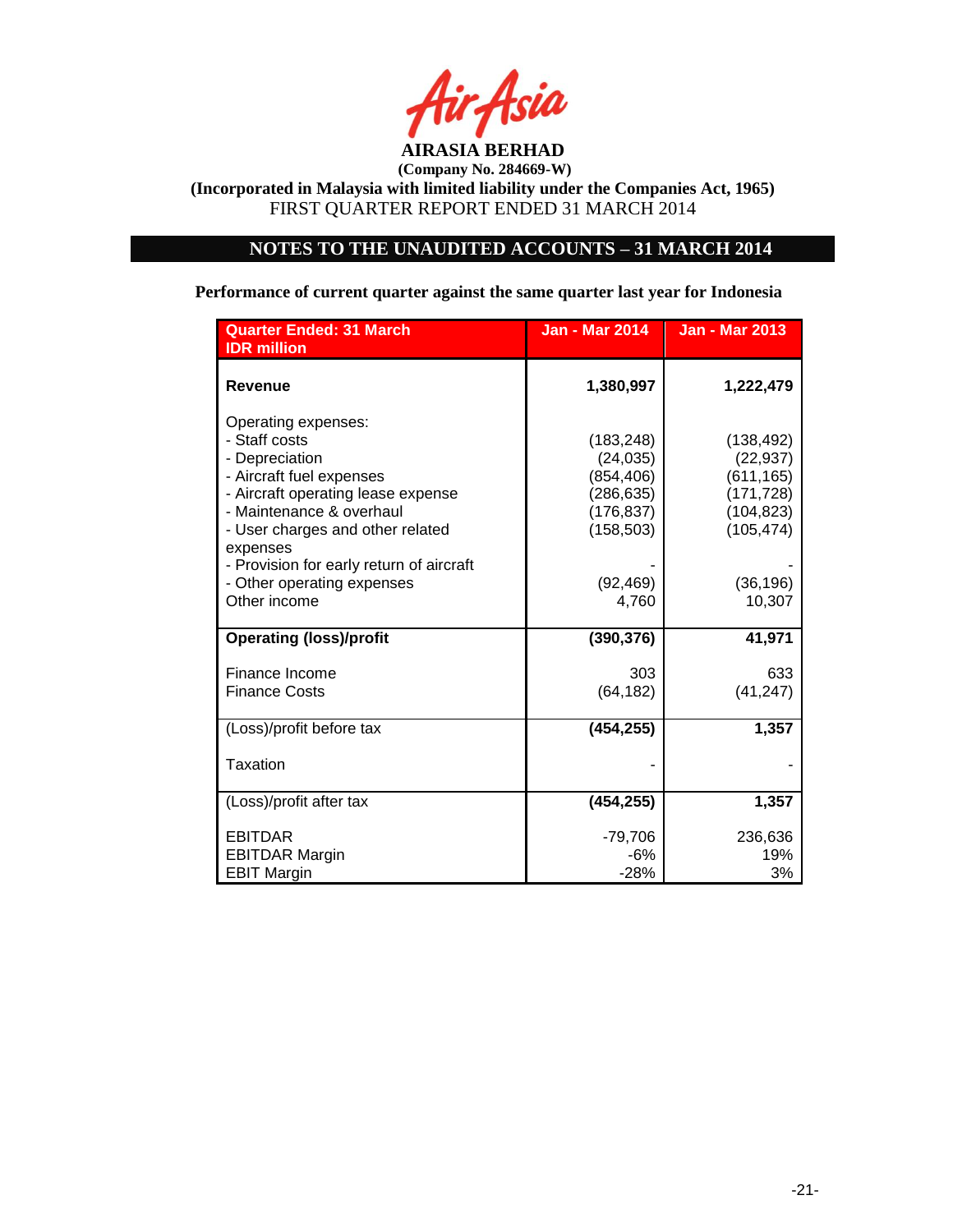**AIRASIA BERHAD**
**(Company No. 284669-W)**
**(Incorporated in Malaysia with limited liability under the Companies Act, 1965)**
FIRST QUARTER REPORT ENDED 31 MARCH 2014

## NOTES TO THE UNAUDITED ACCOUNTS – 31 MARCH 2014

**Performance of current quarter against the same quarter last year for Indonesia**

| Quarter Ended: 31 March<br>IDR million | Jan - Mar 2014 | Jan - Mar 2013 |
|---|---|---|
| **Revenue** | **1,380,997** | **1,222,479** |
| Operating expenses: | | |
| - Staff costs | (183,248) | (138,492) |
| - Depreciation | (24,035) | (22,937) |
| - Aircraft fuel expenses | (854,406) | (611,165) |
| - Aircraft operating lease expense | (286,635) | (171,728) |
| - Maintenance & overhaul | (176,837) | (104,823) |
| - User charges and other related expenses | (158,503) | (105,474) |
| - Provision for early return of aircraft | - | - |
| - Other operating expenses | (92,469) | (36,196) |
| Other income | 4,760 | 10,307 |
| **Operating (loss)/profit** | **(390,376)** | **41,971** |
| Finance Income | 303 | 633 |
| Finance Costs | (64,182) | (41,247) |
| (Loss)/profit before tax | **(454,255)** | **1,357** |
| Taxation | - | - |
| (Loss)/profit after tax | **(454,255)** | **1,357** |
| EBITDAR | -79,706 | 236,636 |
| EBITDAR Margin | -6% | 19% |
| EBIT Margin | -28% | 3% |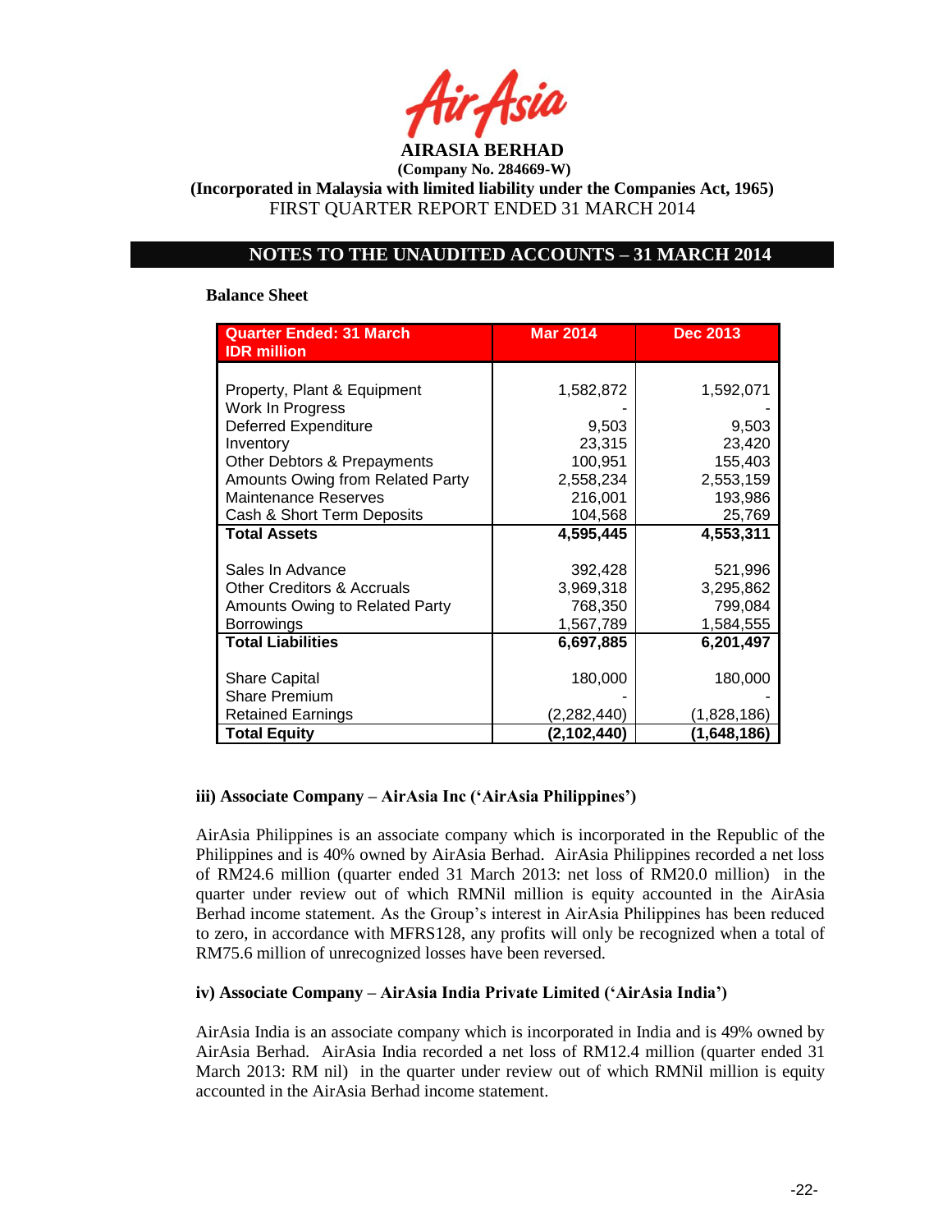# AIRASIA BERHAD

**(Company No. 284669-W)**

**(Incorporated in Malaysia with limited liability under the Companies Act, 1965)**

FIRST QUARTER REPORT ENDED 31 MARCH 2014

## NOTES TO THE UNAUDITED ACCOUNTS – 31 MARCH 2014

**Balance Sheet**

| Quarter Ended: 31 March IDR million | Mar 2014 | Dec 2013 |
|---|---|---|
| Property, Plant & Equipment | 1,582,872 | 1,592,071 |
| Work In Progress | - | - |
| Deferred Expenditure | 9,503 | 9,503 |
| Inventory | 23,315 | 23,420 |
| Other Debtors & Prepayments | 100,951 | 155,403 |
| Amounts Owing from Related Party | 2,558,234 | 2,553,159 |
| Maintenance Reserves | 216,001 | 193,986 |
| Cash & Short Term Deposits | 104,568 | 25,769 |
| **Total Assets** | **4,595,445** | **4,553,311** |
| Sales In Advance | 392,428 | 521,996 |
| Other Creditors & Accruals | 3,969,318 | 3,295,862 |
| Amounts Owing to Related Party | 768,350 | 799,084 |
| Borrowings | 1,567,789 | 1,584,555 |
| **Total Liabilities** | **6,697,885** | **6,201,497** |
| Share Capital | 180,000 | 180,000 |
| Share Premium | - | - |
| Retained Earnings | (2,282,440) | (1,828,186) |
| **Total Equity** | **(2,102,440)** | **(1,648,186)** |

### iii) Associate Company – AirAsia Inc ('AirAsia Philippines')

AirAsia Philippines is an associate company which is incorporated in the Republic of the Philippines and is 40% owned by AirAsia Berhad. AirAsia Philippines recorded a net loss of RM24.6 million (quarter ended 31 March 2013: net loss of RM20.0 million) in the quarter under review out of which RMNil million is equity accounted in the AirAsia Berhad income statement. As the Group's interest in AirAsia Philippines has been reduced to zero, in accordance with MFRS128, any profits will only be recognized when a total of RM75.6 million of unrecognized losses have been reversed.

### iv) Associate Company – AirAsia India Private Limited ('AirAsia India')

AirAsia India is an associate company which is incorporated in India and is 49% owned by AirAsia Berhad. AirAsia India recorded a net loss of RM12.4 million (quarter ended 31 March 2013: RM nil) in the quarter under review out of which RMNil million is equity accounted in the AirAsia Berhad income statement.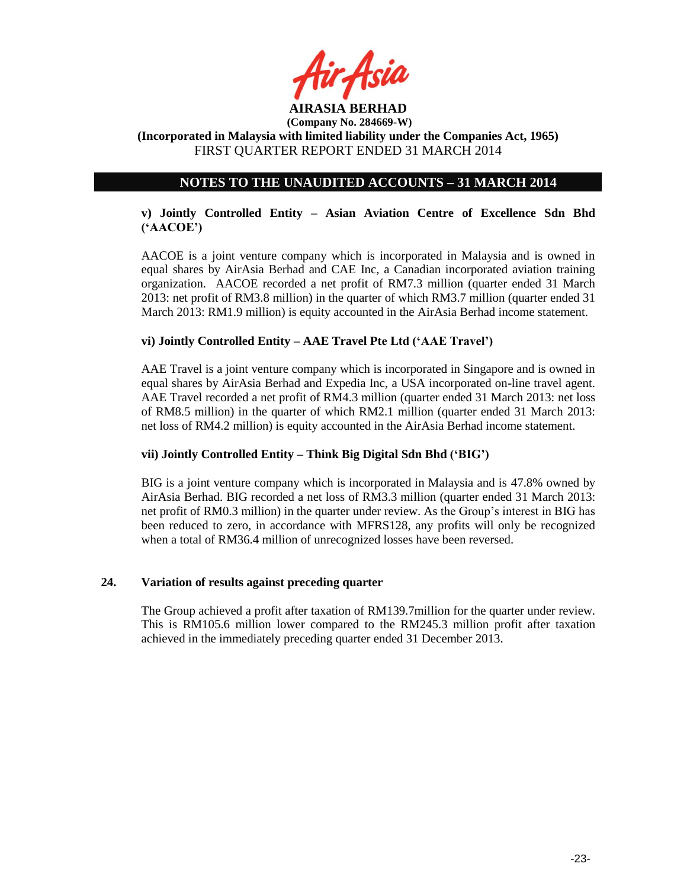## NOTES TO THE UNAUDITED ACCOUNTS – 31 MARCH 2014

### v) Jointly Controlled Entity – Asian Aviation Centre of Excellence Sdn Bhd ('AACOE')

AACOE is a joint venture company which is incorporated in Malaysia and is owned in equal shares by AirAsia Berhad and CAE Inc, a Canadian incorporated aviation training organization. AACOE recorded a net profit of RM7.3 million (quarter ended 31 March 2013: net profit of RM3.8 million) in the quarter of which RM3.7 million (quarter ended 31 March 2013: RM1.9 million) is equity accounted in the AirAsia Berhad income statement.

### vi) Jointly Controlled Entity – AAE Travel Pte Ltd ('AAE Travel')

AAE Travel is a joint venture company which is incorporated in Singapore and is owned in equal shares by AirAsia Berhad and Expedia Inc, a USA incorporated on-line travel agent. AAE Travel recorded a net profit of RM4.3 million (quarter ended 31 March 2013: net loss of RM8.5 million) in the quarter of which RM2.1 million (quarter ended 31 March 2013: net loss of RM4.2 million) is equity accounted in the AirAsia Berhad income statement.

### vii) Jointly Controlled Entity – Think Big Digital Sdn Bhd ('BIG')

BIG is a joint venture company which is incorporated in Malaysia and is 47.8% owned by AirAsia Berhad. BIG recorded a net loss of RM3.3 million (quarter ended 31 March 2013: net profit of RM0.3 million) in the quarter under review. As the Group's interest in BIG has been reduced to zero, in accordance with MFRS128, any profits will only be recognized when a total of RM36.4 million of unrecognized losses have been reversed.

## 24. Variation of results against preceding quarter

The Group achieved a profit after taxation of RM139.7million for the quarter under review. This is RM105.6 million lower compared to the RM245.3 million profit after taxation achieved in the immediately preceding quarter ended 31 December 2013.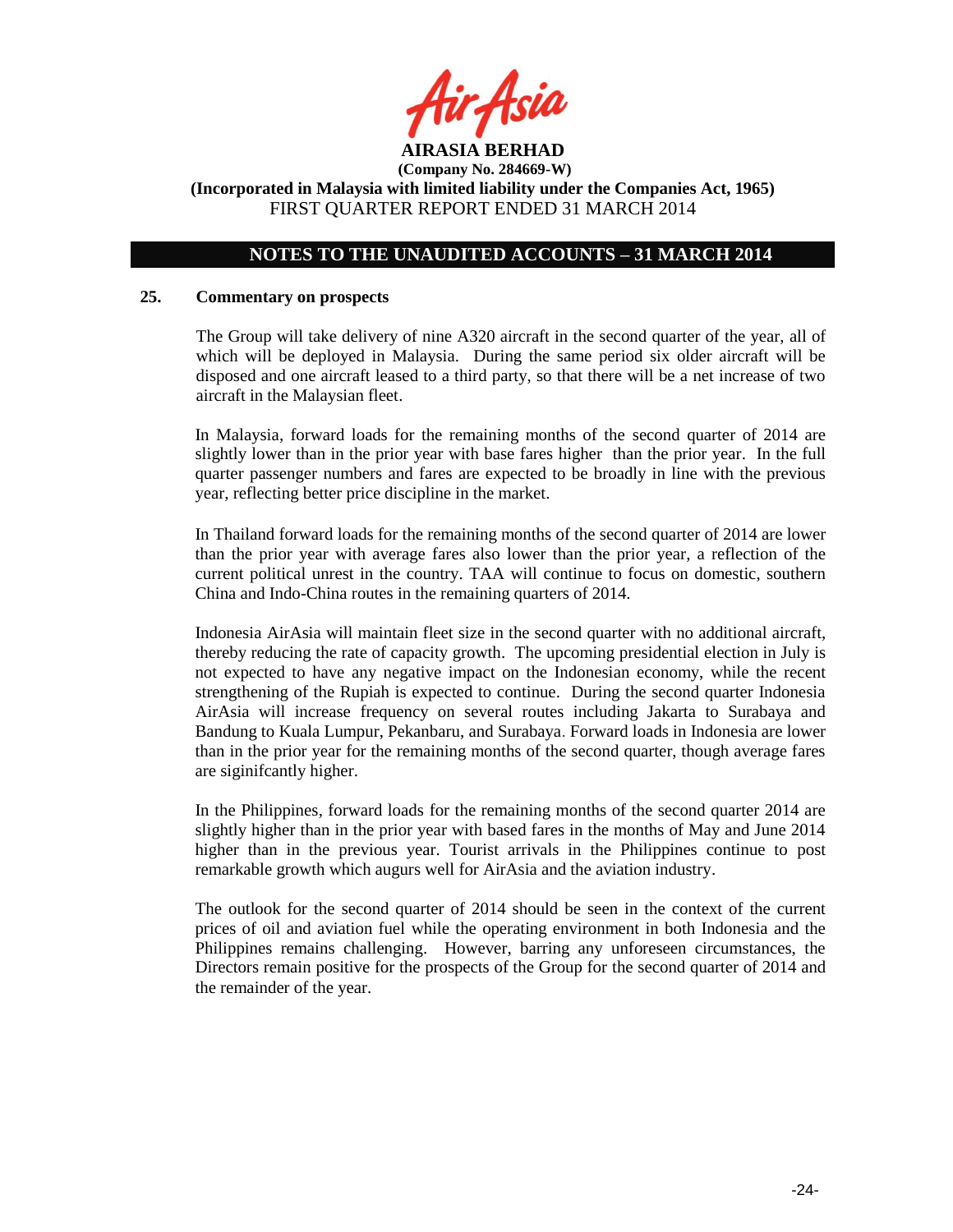**AIRASIA BERHAD**
**(Company No. 284669-W)**
**(Incorporated in Malaysia with limited liability under the Companies Act, 1965)**
FIRST QUARTER REPORT ENDED 31 MARCH 2014

## NOTES TO THE UNAUDITED ACCOUNTS – 31 MARCH 2014

### 25. Commentary on prospects

The Group will take delivery of nine A320 aircraft in the second quarter of the year, all of which will be deployed in Malaysia. During the same period six older aircraft will be disposed and one aircraft leased to a third party, so that there will be a net increase of two aircraft in the Malaysian fleet.

In Malaysia, forward loads for the remaining months of the second quarter of 2014 are slightly lower than in the prior year with base fares higher than the prior year. In the full quarter passenger numbers and fares are expected to be broadly in line with the previous year, reflecting better price discipline in the market.

In Thailand forward loads for the remaining months of the second quarter of 2014 are lower than the prior year with average fares also lower than the prior year, a reflection of the current political unrest in the country. TAA will continue to focus on domestic, southern China and Indo-China routes in the remaining quarters of 2014.

Indonesia AirAsia will maintain fleet size in the second quarter with no additional aircraft, thereby reducing the rate of capacity growth. The upcoming presidential election in July is not expected to have any negative impact on the Indonesian economy, while the recent strengthening of the Rupiah is expected to continue. During the second quarter Indonesia AirAsia will increase frequency on several routes including Jakarta to Surabaya and Bandung to Kuala Lumpur, Pekanbaru, and Surabaya. Forward loads in Indonesia are lower than in the prior year for the remaining months of the second quarter, though average fares are siginifcantly higher.

In the Philippines, forward loads for the remaining months of the second quarter 2014 are slightly higher than in the prior year with based fares in the months of May and June 2014 higher than in the previous year. Tourist arrivals in the Philippines continue to post remarkable growth which augurs well for AirAsia and the aviation industry.

The outlook for the second quarter of 2014 should be seen in the context of the current prices of oil and aviation fuel while the operating environment in both Indonesia and the Philippines remains challenging. However, barring any unforeseen circumstances, the Directors remain positive for the prospects of the Group for the second quarter of 2014 and the remainder of the year.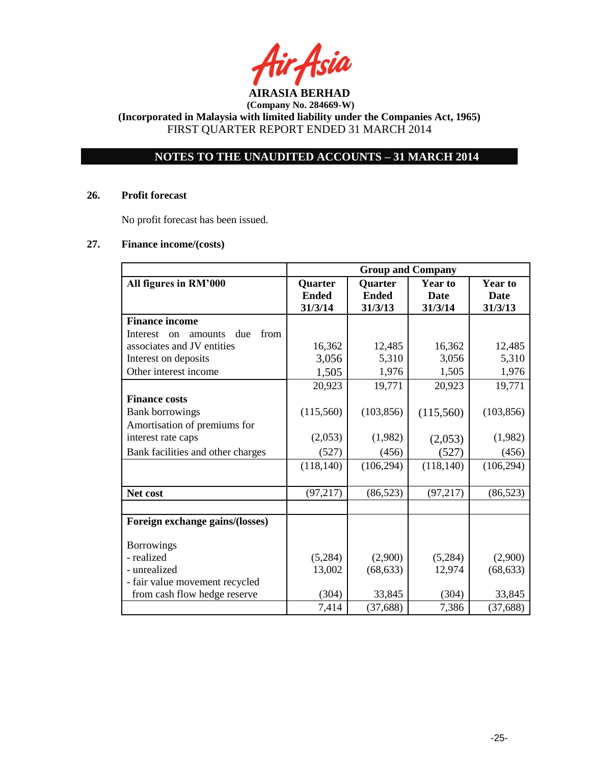**AIRASIA BERHAD**
**(Company No. 284669-W)**
**(Incorporated in Malaysia with limited liability under the Companies Act, 1965)**
FIRST QUARTER REPORT ENDED 31 MARCH 2014

## NOTES TO THE UNAUDITED ACCOUNTS – 31 MARCH 2014

### 26. Profit forecast

No profit forecast has been issued.

### 27. Finance income/(costs)

| | Group and Company | | | |
|---|---|---|---|---|
| **All figures in RM'000** | **Quarter Ended 31/3/14** | **Quarter Ended 31/3/13** | **Year to Date 31/3/14** | **Year to Date 31/3/13** |
| **Finance income** | | | | |
| Interest on amounts due from associates and JV entities | 16,362 | 12,485 | 16,362 | 12,485 |
| Interest on deposits | 3,056 | 5,310 | 3,056 | 5,310 |
| Other interest income | 1,505 | 1,976 | 1,505 | 1,976 |
| | 20,923 | 19,771 | 20,923 | 19,771 |
| **Finance costs** | | | | |
| Bank borrowings | (115,560) | (103,856) | (115,560) | (103,856) |
| Amortisation of premiums for interest rate caps | (2,053) | (1,982) | (2,053) | (1,982) |
| Bank facilities and other charges | (527) | (456) | (527) | (456) |
| | (118,140) | (106,294) | (118,140) | (106,294) |
| **Net cost** | (97,217) | (86,523) | (97,217) | (86,523) |
| | | | | |
| **Foreign exchange gains/(losses)** | | | | |
| Borrowings | | | | |
| - realized | (5,284) | (2,900) | (5,284) | (2,900) |
| - unrealized | 13,002 | (68,633) | 12,974 | (68,633) |
| - fair value movement recycled from cash flow hedge reserve | (304) | 33,845 | (304) | 33,845 |
| | 7,414 | (37,688) | 7,386 | (37,688) |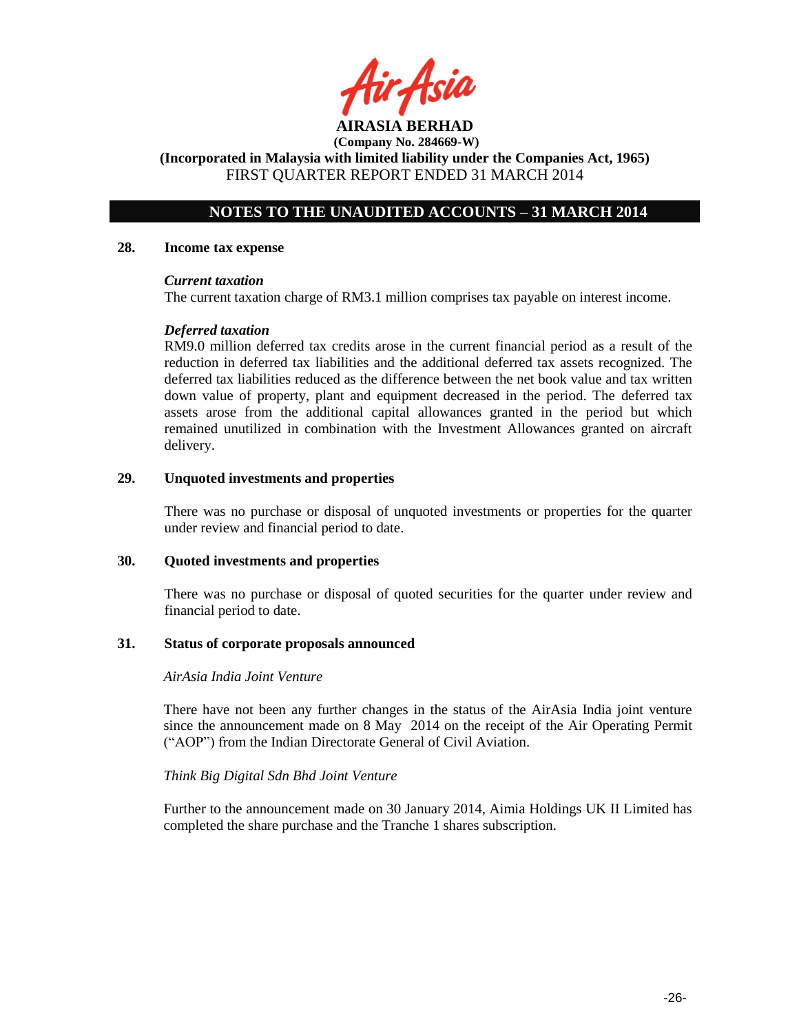**AIRASIA BERHAD**
**(Company No. 284669-W)**
**(Incorporated in Malaysia with limited liability under the Companies Act, 1965)**
FIRST QUARTER REPORT ENDED 31 MARCH 2014

## NOTES TO THE UNAUDITED ACCOUNTS – 31 MARCH 2014

### 28. Income tax expense

***Current taxation***

The current taxation charge of RM3.1 million comprises tax payable on interest income.

***Deferred taxation***

RM9.0 million deferred tax credits arose in the current financial period as a result of the reduction in deferred tax liabilities and the additional deferred tax assets recognized. The deferred tax liabilities reduced as the difference between the net book value and tax written down value of property, plant and equipment decreased in the period. The deferred tax assets arose from the additional capital allowances granted in the period but which remained unutilized in combination with the Investment Allowances granted on aircraft delivery.

### 29. Unquoted investments and properties

There was no purchase or disposal of unquoted investments or properties for the quarter under review and financial period to date.

### 30. Quoted investments and properties

There was no purchase or disposal of quoted securities for the quarter under review and financial period to date.

### 31. Status of corporate proposals announced

*AirAsia India Joint Venture*

There have not been any further changes in the status of the AirAsia India joint venture since the announcement made on 8 May 2014 on the receipt of the Air Operating Permit ("AOP") from the Indian Directorate General of Civil Aviation.

*Think Big Digital Sdn Bhd Joint Venture*

Further to the announcement made on 30 January 2014, Aimia Holdings UK II Limited has completed the share purchase and the Tranche 1 shares subscription.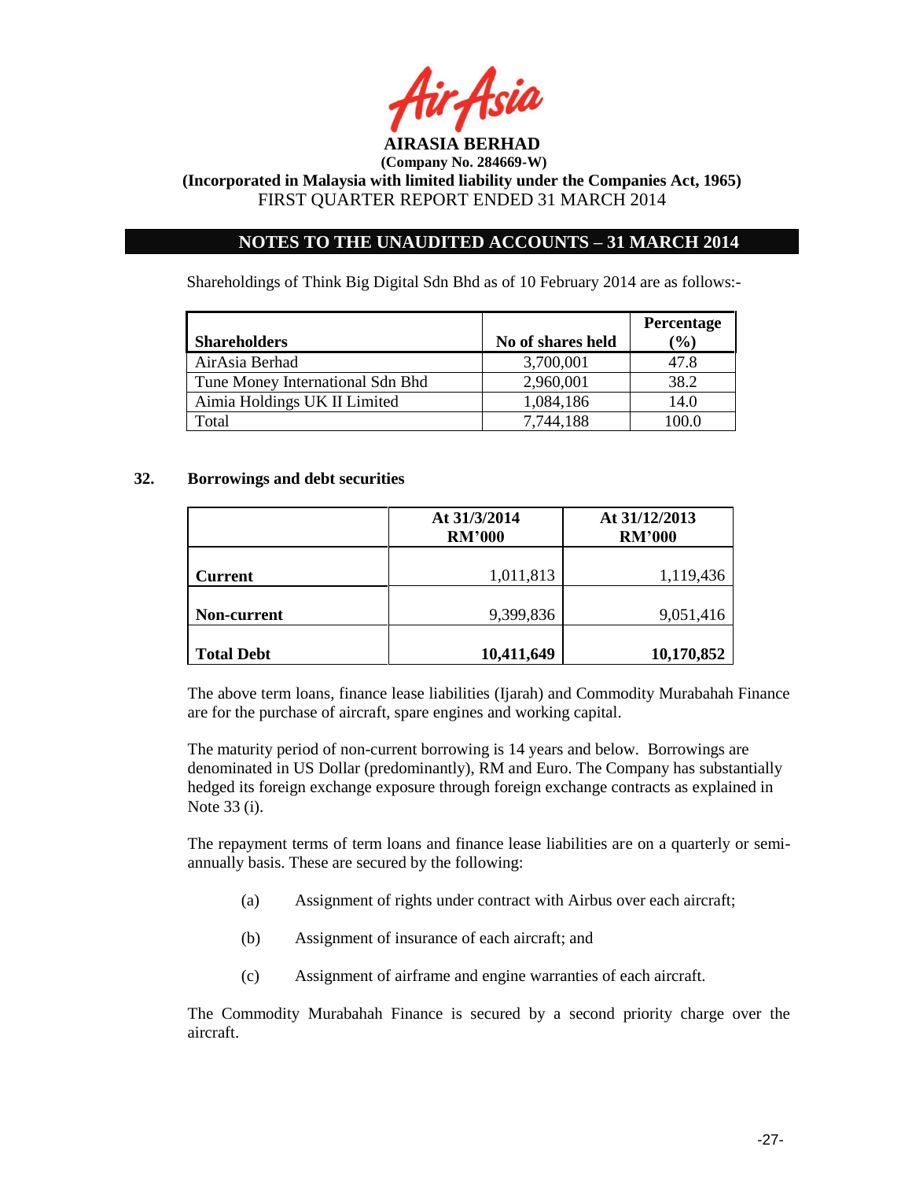## NOTES TO THE UNAUDITED ACCOUNTS – 31 MARCH 2014

Shareholdings of Think Big Digital Sdn Bhd as of 10 February 2014 are as follows:-

| Shareholders | No of shares held | Percentage (%) |
|---|---|---|
| AirAsia Berhad | 3,700,001 | 47.8 |
| Tune Money International Sdn Bhd | 2,960,001 | 38.2 |
| Aimia Holdings UK II Limited | 1,084,186 | 14.0 |
| Total | 7,744,188 | 100.0 |

### 32. Borrowings and debt securities

| | At 31/3/2014 RM'000 | At 31/12/2013 RM'000 |
|---|---|---|
| **Current** | 1,011,813 | 1,119,436 |
| **Non-current** | 9,399,836 | 9,051,416 |
| **Total Debt** | **10,411,649** | **10,170,852** |

The above term loans, finance lease liabilities (Ijarah) and Commodity Murabahah Finance are for the purchase of aircraft, spare engines and working capital.

The maturity period of non-current borrowing is 14 years and below. Borrowings are denominated in US Dollar (predominantly), RM and Euro. The Company has substantially hedged its foreign exchange exposure through foreign exchange contracts as explained in Note 33 (i).

The repayment terms of term loans and finance lease liabilities are on a quarterly or semi-annually basis. These are secured by the following:

(a) Assignment of rights under contract with Airbus over each aircraft;

(b) Assignment of insurance of each aircraft; and

(c) Assignment of airframe and engine warranties of each aircraft.

The Commodity Murabahah Finance is secured by a second priority charge over the aircraft.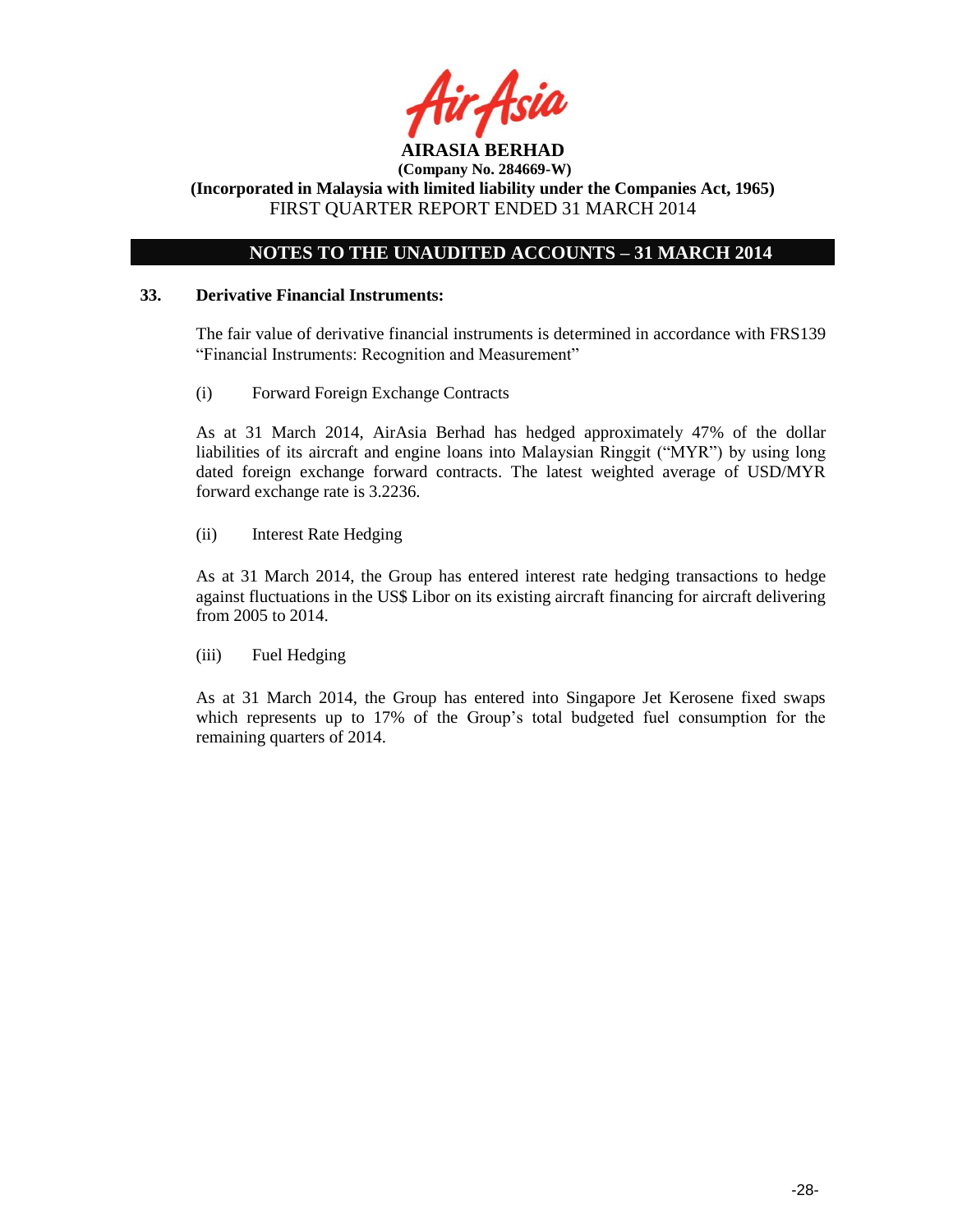**AIRASIA BERHAD**

**(Company No. 284669-W)**

**(Incorporated in Malaysia with limited liability under the Companies Act, 1965)**

FIRST QUARTER REPORT ENDED 31 MARCH 2014

## NOTES TO THE UNAUDITED ACCOUNTS – 31 MARCH 2014

### 33. Derivative Financial Instruments:

The fair value of derivative financial instruments is determined in accordance with FRS139 "Financial Instruments: Recognition and Measurement"

(i) Forward Foreign Exchange Contracts

As at 31 March 2014, AirAsia Berhad has hedged approximately 47% of the dollar liabilities of its aircraft and engine loans into Malaysian Ringgit ("MYR") by using long dated foreign exchange forward contracts. The latest weighted average of USD/MYR forward exchange rate is 3.2236.

(ii) Interest Rate Hedging

As at 31 March 2014, the Group has entered interest rate hedging transactions to hedge against fluctuations in the US$ Libor on its existing aircraft financing for aircraft delivering from 2005 to 2014.

(iii) Fuel Hedging

As at 31 March 2014, the Group has entered into Singapore Jet Kerosene fixed swaps which represents up to 17% of the Group's total budgeted fuel consumption for the remaining quarters of 2014.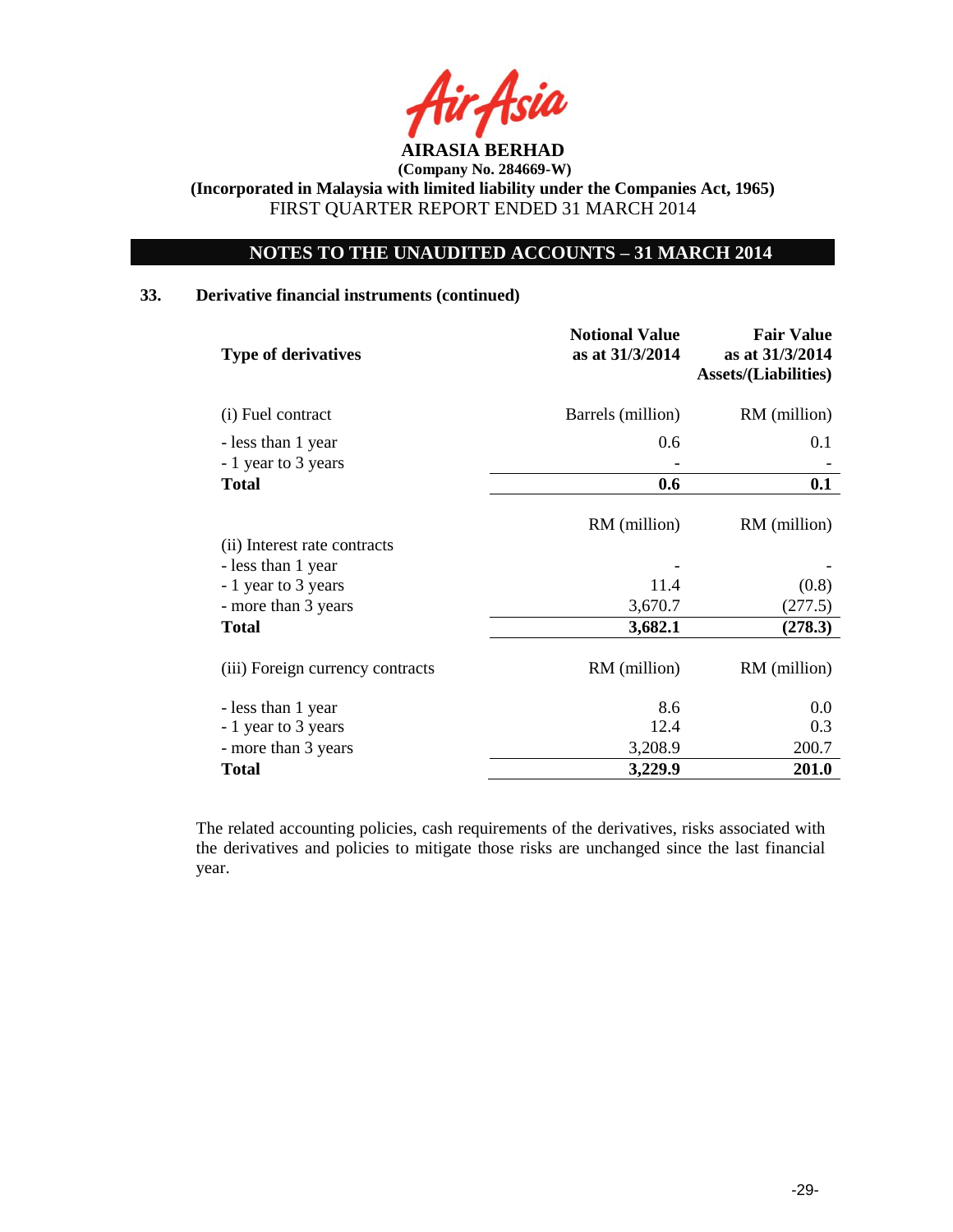**AIRASIA BERHAD**

**(Company No. 284669-W)**

**(Incorporated in Malaysia with limited liability under the Companies Act, 1965)**

FIRST QUARTER REPORT ENDED 31 MARCH 2014

## NOTES TO THE UNAUDITED ACCOUNTS – 31 MARCH 2014

### 33. Derivative financial instruments (continued)

| Type of derivatives | Notional Value as at 31/3/2014 | Fair Value as at 31/3/2014 Assets/(Liabilities) |
|---|---|---|
| (i) Fuel contract | Barrels (million) | RM (million) |
| - less than 1 year | 0.6 | 0.1 |
| - 1 year to 3 years | - | - |
| **Total** | **0.6** | **0.1** |
| | RM (million) | RM (million) |
| (ii) Interest rate contracts | | |
| - less than 1 year | - | - |
| - 1 year to 3 years | 11.4 | (0.8) |
| - more than 3 years | 3,670.7 | (277.5) |
| **Total** | **3,682.1** | **(278.3)** |
| (iii) Foreign currency contracts | RM (million) | RM (million) |
| - less than 1 year | 8.6 | 0.0 |
| - 1 year to 3 years | 12.4 | 0.3 |
| - more than 3 years | 3,208.9 | 200.7 |
| **Total** | **3,229.9** | **201.0** |

The related accounting policies, cash requirements of the derivatives, risks associated with the derivatives and policies to mitigate those risks are unchanged since the last financial year.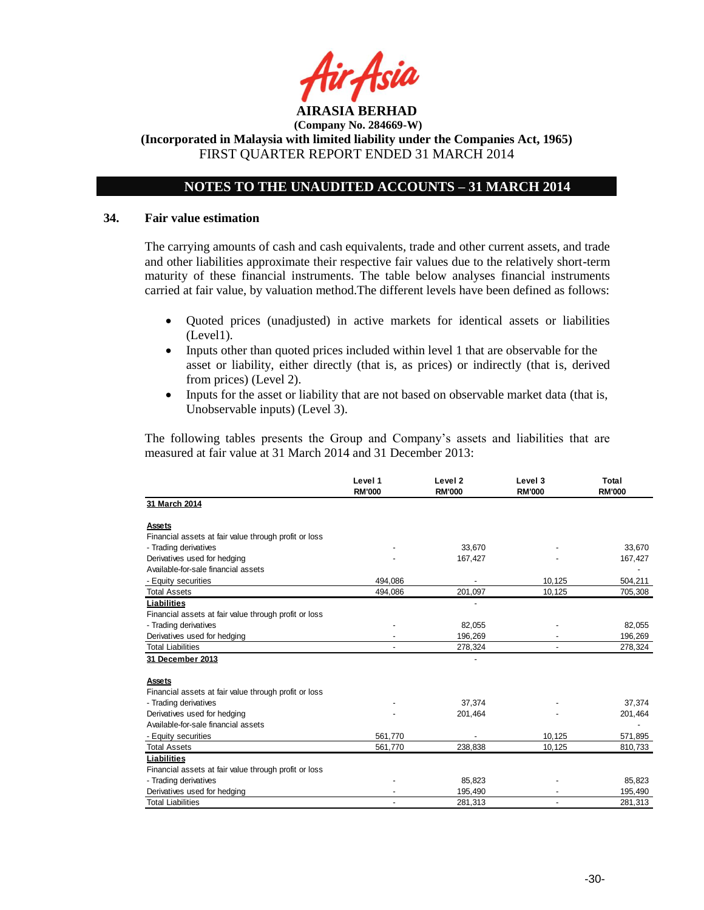**AIRASIA BERHAD**

**(Company No. 284669-W)**

**(Incorporated in Malaysia with limited liability under the Companies Act, 1965)**

FIRST QUARTER REPORT ENDED 31 MARCH 2014

## NOTES TO THE UNAUDITED ACCOUNTS – 31 MARCH 2014

### 34. Fair value estimation

The carrying amounts of cash and cash equivalents, trade and other current assets, and trade and other liabilities approximate their respective fair values due to the relatively short-term maturity of these financial instruments. The table below analyses financial instruments carried at fair value, by valuation method.The different levels have been defined as follows:

- Quoted prices (unadjusted) in active markets for identical assets or liabilities (Level1).
- Inputs other than quoted prices included within level 1 that are observable for the asset or liability, either directly (that is, as prices) or indirectly (that is, derived from prices) (Level 2).
- Inputs for the asset or liability that are not based on observable market data (that is, Unobservable inputs) (Level 3).

The following tables presents the Group and Company's assets and liabilities that are measured at fair value at 31 March 2014 and 31 December 2013:

| | Level 1 RM'000 | Level 2 RM'000 | Level 3 RM'000 | Total RM'000 |
|---|---|---|---|---|
| **31 March 2014** | | | | |
| **Assets** | | | | |
| Financial assets at fair value through profit or loss | | | | |
| - Trading derivatives | - | 33,670 | - | 33,670 |
| Derivatives used for hedging | - | 167,427 | - | 167,427 |
| Available-for-sale financial assets | | | | - |
| - Equity securities | 494,086 | - | 10,125 | 504,211 |
| Total Assets | 494,086 | 201,097 | 10,125 | 705,308 |
| **Liabilities** | | - | | |
| Financial assets at fair value through profit or loss | | | | |
| - Trading derivatives | - | 82,055 | - | 82,055 |
| Derivatives used for hedging | - | 196,269 | - | 196,269 |
| Total Liabilities | - | 278,324 | - | 278,324 |
| **31 December 2013** | | - | | |
| **Assets** | | | | |
| Financial assets at fair value through profit or loss | | | | |
| - Trading derivatives | - | 37,374 | - | 37,374 |
| Derivatives used for hedging | - | 201,464 | - | 201,464 |
| Available-for-sale financial assets | | | | - |
| - Equity securities | 561,770 | - | 10,125 | 571,895 |
| Total Assets | 561,770 | 238,838 | 10,125 | 810,733 |
| **Liabilities** | | | | |
| Financial assets at fair value through profit or loss | | | | |
| - Trading derivatives | - | 85,823 | - | 85,823 |
| Derivatives used for hedging | - | 195,490 | - | 195,490 |
| Total Liabilities | - | 281,313 | - | 281,313 |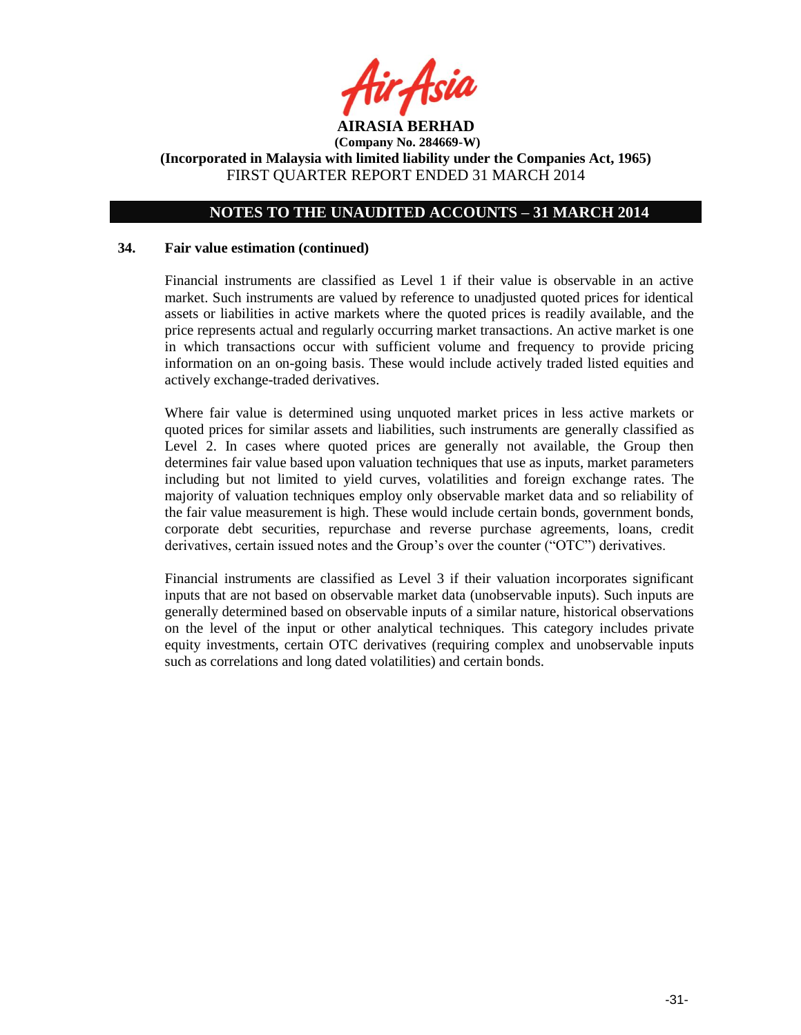## 34. Fair value estimation (continued)

Financial instruments are classified as Level 1 if their value is observable in an active market. Such instruments are valued by reference to unadjusted quoted prices for identical assets or liabilities in active markets where the quoted prices is readily available, and the price represents actual and regularly occurring market transactions. An active market is one in which transactions occur with sufficient volume and frequency to provide pricing information on an on-going basis. These would include actively traded listed equities and actively exchange-traded derivatives.

Where fair value is determined using unquoted market prices in less active markets or quoted prices for similar assets and liabilities, such instruments are generally classified as Level 2. In cases where quoted prices are generally not available, the Group then determines fair value based upon valuation techniques that use as inputs, market parameters including but not limited to yield curves, volatilities and foreign exchange rates. The majority of valuation techniques employ only observable market data and so reliability of the fair value measurement is high. These would include certain bonds, government bonds, corporate debt securities, repurchase and reverse purchase agreements, loans, credit derivatives, certain issued notes and the Group's over the counter ("OTC") derivatives.

Financial instruments are classified as Level 3 if their valuation incorporates significant inputs that are not based on observable market data (unobservable inputs). Such inputs are generally determined based on observable inputs of a similar nature, historical observations on the level of the input or other analytical techniques. This category includes private equity investments, certain OTC derivatives (requiring complex and unobservable inputs such as correlations and long dated volatilities) and certain bonds.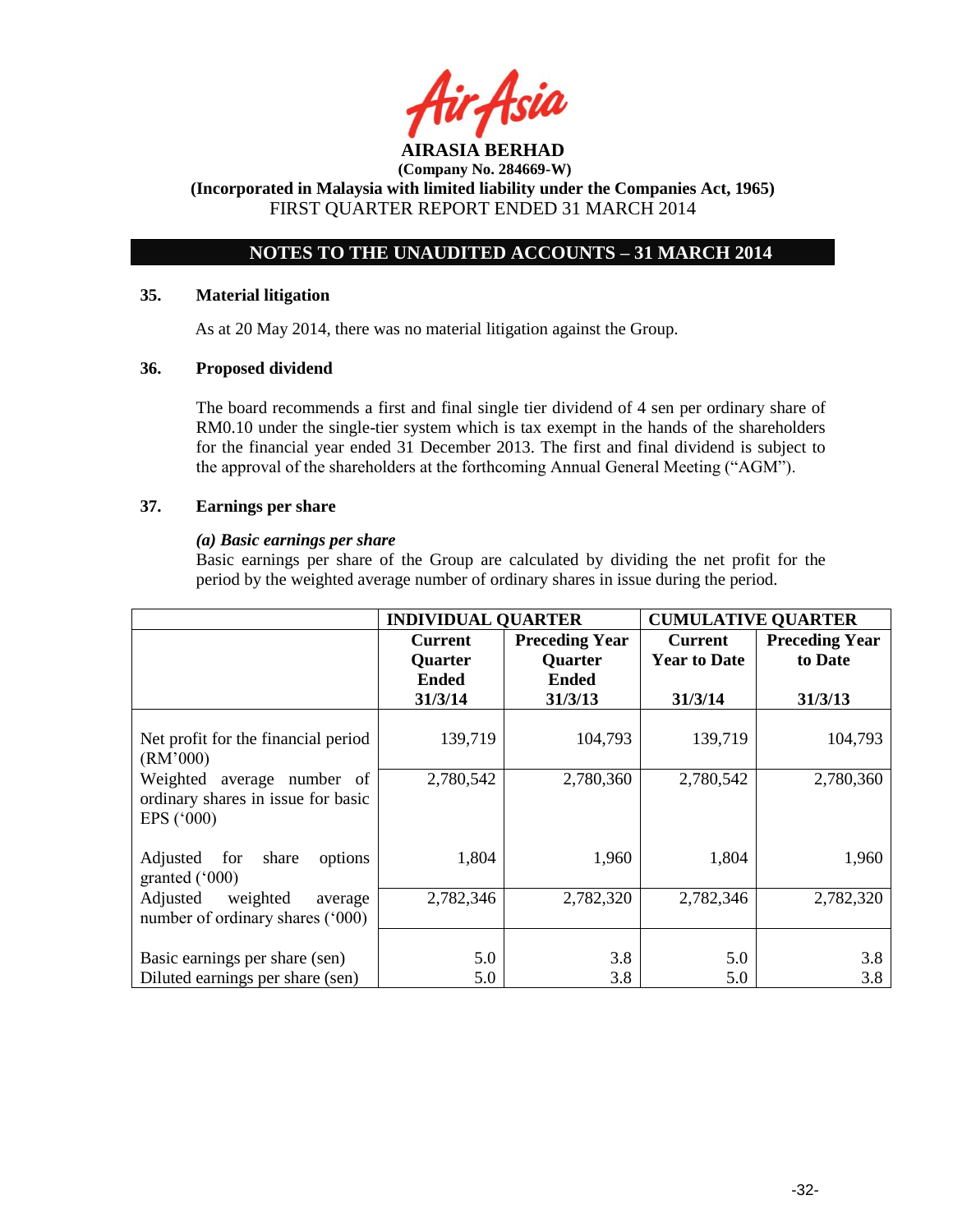**AIRASIA BERHAD**
**(Company No. 284669-W)**
**(Incorporated in Malaysia with limited liability under the Companies Act, 1965)**
FIRST QUARTER REPORT ENDED 31 MARCH 2014

## NOTES TO THE UNAUDITED ACCOUNTS – 31 MARCH 2014

### 35. Material litigation

As at 20 May 2014, there was no material litigation against the Group.

### 36. Proposed dividend

The board recommends a first and final single tier dividend of 4 sen per ordinary share of RM0.10 under the single-tier system which is tax exempt in the hands of the shareholders for the financial year ended 31 December 2013. The first and final dividend is subject to the approval of the shareholders at the forthcoming Annual General Meeting ("AGM").

### 37. Earnings per share

***(a) Basic earnings per share***

Basic earnings per share of the Group are calculated by dividing the net profit for the period by the weighted average number of ordinary shares in issue during the period.

| | **INDIVIDUAL QUARTER** | | **CUMULATIVE QUARTER** | |
|---|---|---|---|---|
| | **Current Quarter Ended 31/3/14** | **Preceding Year Quarter Ended 31/3/13** | **Current Year to Date 31/3/14** | **Preceding Year to Date 31/3/13** |
| Net profit for the financial period (RM'000) | 139,719 | 104,793 | 139,719 | 104,793 |
| Weighted average number of ordinary shares in issue for basic EPS ('000) | 2,780,542 | 2,780,360 | 2,780,542 | 2,780,360 |
| Adjusted for share options granted ('000) | 1,804 | 1,960 | 1,804 | 1,960 |
| Adjusted weighted average number of ordinary shares ('000) | 2,782,346 | 2,782,320 | 2,782,346 | 2,782,320 |
| Basic earnings per share (sen) | 5.0 | 3.8 | 5.0 | 3.8 |
| Diluted earnings per share (sen) | 5.0 | 3.8 | 5.0 | 3.8 |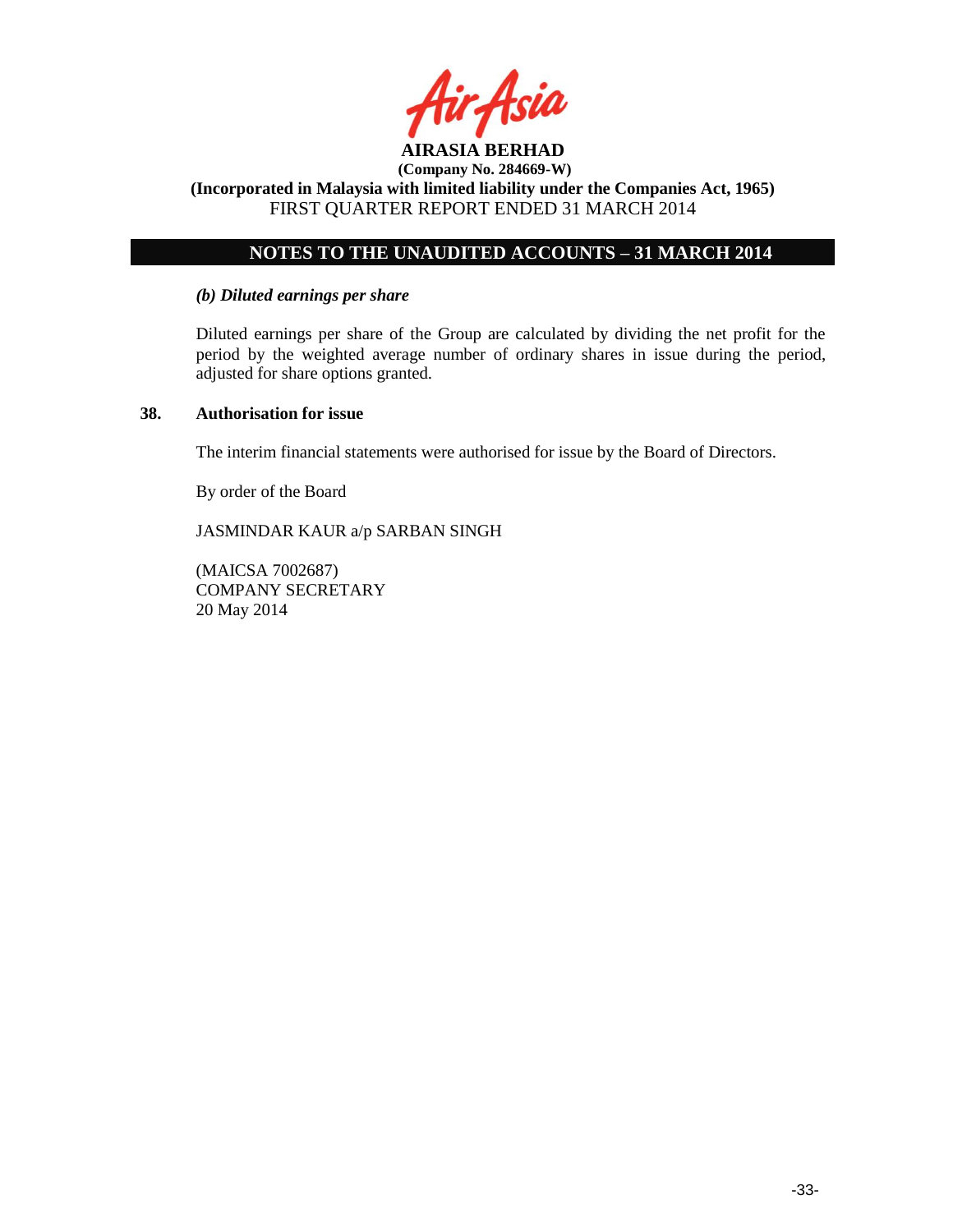**AIRASIA BERHAD**

**(Company No. 284669-W)**

**(Incorporated in Malaysia with limited liability under the Companies Act, 1965)**

FIRST QUARTER REPORT ENDED 31 MARCH 2014

## NOTES TO THE UNAUDITED ACCOUNTS – 31 MARCH 2014

***(b) Diluted earnings per share***

Diluted earnings per share of the Group are calculated by dividing the net profit for the period by the weighted average number of ordinary shares in issue during the period, adjusted for share options granted.

**38. Authorisation for issue**

The interim financial statements were authorised for issue by the Board of Directors.

By order of the Board

JASMINDAR KAUR a/p SARBAN SINGH

(MAICSA 7002687)
COMPANY SECRETARY
20 May 2014